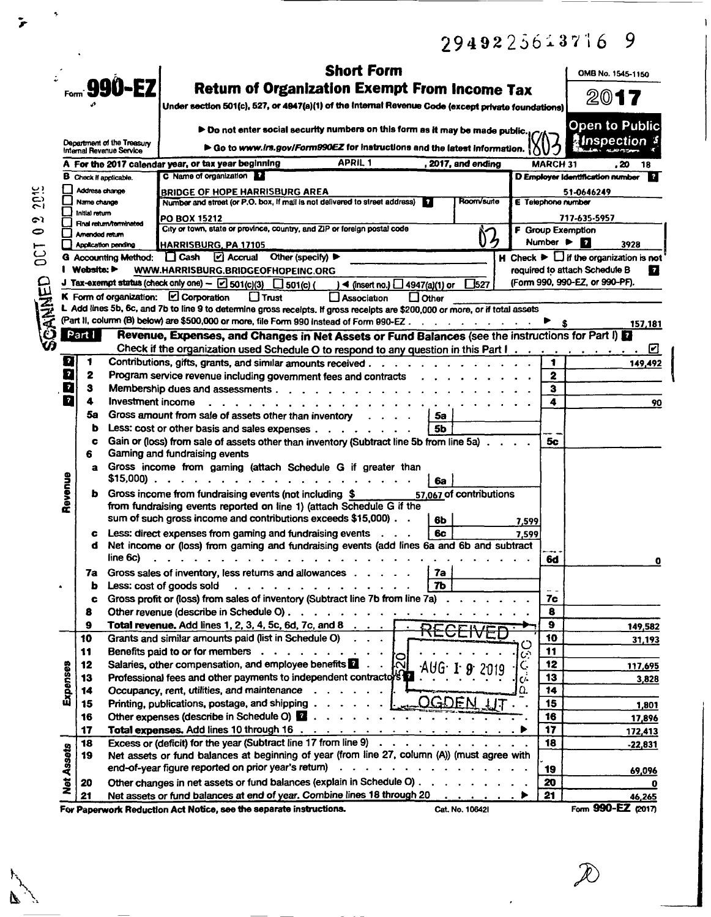29492256137 16 9

# Form 990-EZ

## Short Form
## Return of Organization Exempt From Income Tax

**Under section 501(c), 527, or 4947(a)(1) of the Internal Revenue Code (except private foundations)**

▶ Do not enter social security numbers on this form as it may be made public.

▶ Go to www.irs.gov/Form990EZ for instructions and the latest information.

OMB No. 1545-1150

**2017**

**Open to Public Inspection**

Department of the Treasury Internal Revenue Service

**A** For the 2017 calendar year, or tax year beginning APRIL 1, 2017, and ending MARCH 31, 20 18

**B** Check if applicable:
- ☐ Address change
- ☐ Name change
- ☐ Initial return
- ☐ Final return/terminated
- ☐ Amended return
- ☐ Application pending

**C** Name of organization: BRIDGE OF HOPE HARRISBURG AREA

Number and street (or P.O. box, if mail is not delivered to street address): PO BOX 15212

Room/suite:

City or town, state or province, country, and ZIP or foreign postal code: HARRISBURG, PA 17105

**D** Employer identification number: 51-0646249

**E** Telephone number: 717-635-5957

**F** Group Exemption Number ▶ 3928

**G** Accounting Method: ☐ Cash ☑ Accrual Other (specify) ▶

**H** Check ▶ ☐ if the organization is not required to attach Schedule B (Form 990, 990-EZ, or 990-PF).

**I** Website: ▶ WWW.HARRISBURG.BRIDGEOFHOPEINC.ORG

**J** Tax-exempt status (check only one) — ☑ 501(c)(3) ☐ 501(c)( ) ◀ (insert no.) ☐ 4947(a)(1) or ☐ 527

**K** Form of organization: ☑ Corporation ☐ Trust ☐ Association ☐ Other

**L** Add lines 5b, 6c, and 7b to line 9 to determine gross receipts. If gross receipts are $200,000 or more, or if total assets (Part II, column (B) below) are $500,000 or more, file Form 990 instead of Form 990-EZ ▶ $ 157,181

## Part I — Revenue, Expenses, and Changes in Net Assets or Fund Balances (see the instructions for Part I)

Check if the organization used Schedule O to respond to any question in this Part I ☑

### Revenue

| Line | Description | | | Line | Amount |
|---|---|---|---|---|---|
| 1 | Contributions, gifts, grants, and similar amounts received | | | 1 | 149,492 |
| 2 | Program service revenue including government fees and contracts | | | 2 | |
| 3 | Membership dues and assessments | | | 3 | |
| 4 | Investment income | | | 4 | 90 |
| 5a | Gross amount from sale of assets other than inventory | 5a | | | |
| b | Less: cost or other basis and sales expenses | 5b | | | |
| c | Gain or (loss) from sale of assets other than inventory (Subtract line 5b from line 5a) | | | 5c | |
| 6 | Gaming and fundraising events | | | | |
| a | Gross income from gaming (attach Schedule G if greater than $15,000) | 6a | | | |
| b | Gross income from fundraising events (not including $ 57,067 of contributions from fundraising events reported on line 1) (attach Schedule G if the sum of such gross income and contributions exceeds $15,000) | 6b | 7,599 | | |
| c | Less: direct expenses from gaming and fundraising events | 6c | 7,599 | | |
| d | Net income or (loss) from gaming and fundraising events (add lines 6a and 6b and subtract line 6c) | | | 6d | 0 |
| 7a | Gross sales of inventory, less returns and allowances | 7a | | | |
| b | Less: cost of goods sold | 7b | | | |
| c | Gross profit or (loss) from sales of inventory (Subtract line 7b from line 7a) | | | 7c | |
| 8 | Other revenue (describe in Schedule O) | | | 8 | |
| 9 | **Total revenue.** Add lines 1, 2, 3, 4, 5c, 6d, 7c, and 8 | | | 9 | 149,582 |

### Expenses

| Line | Description | Line | Amount |
|---|---|---|---|
| 10 | Grants and similar amounts paid (list in Schedule O) | 10 | 31,193 |
| 11 | Benefits paid to or for members | 11 | |
| 12 | Salaries, other compensation, and employee benefits | 12 | 117,695 |
| 13 | Professional fees and other payments to independent contractors | 13 | 3,828 |
| 14 | Occupancy, rent, utilities, and maintenance | 14 | |
| 15 | Printing, publications, postage, and shipping | 15 | 1,801 |
| 16 | Other expenses (describe in Schedule O) | 16 | 17,896 |
| 17 | **Total expenses.** Add lines 10 through 16 ▶ | 17 | 172,413 |

### Net Assets

| Line | Description | Line | Amount |
|---|---|---|---|
| 18 | Excess or (deficit) for the year (Subtract line 17 from line 9) | 18 | -22,831 |
| 19 | Net assets or fund balances at beginning of year (from line 27, column (A)) (must agree with end-of-year figure reported on prior year's return) | 19 | 69,096 |
| 20 | Other changes in net assets or fund balances (explain in Schedule O) | 20 | 0 |
| 21 | Net assets or fund balances at end of year. Combine lines 18 through 20 ▶ | 21 | 46,265 |

For Paperwork Reduction Act Notice, see the separate instructions. Cat. No. 10642I Form **990-EZ** (2017)

RECEIVED AUG 1 9 2019 OGDEN, UT

SCANNED OCT 0 2 2019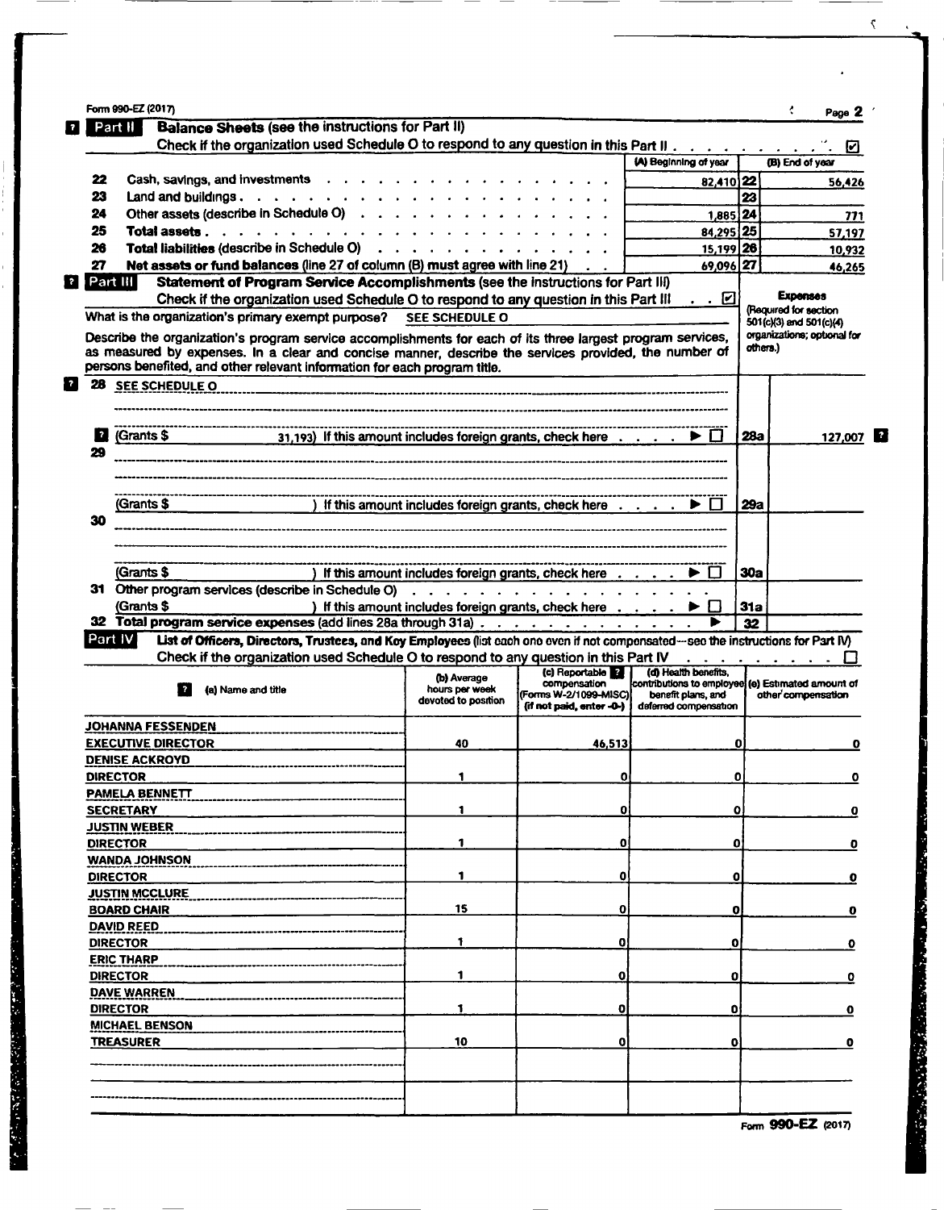Form 990-EZ (2017)

## Part II Balance Sheets (see the instructions for Part II)

Check if the organization used Schedule O to respond to any question in this Part II . . . ☑

| | | (A) Beginning of year | | (B) End of year |
|---|---|---|---|---|
| 22 | Cash, savings, and investments | 82,410 | 22 | 56,426 |
| 23 | Land and buildings | | 23 | |
| 24 | Other assets (describe in Schedule O) | 1,885 | 24 | 771 |
| 25 | **Total assets** | 84,295 | 25 | 57,197 |
| 26 | **Total liabilities** (describe in Schedule O) | 15,199 | 26 | 10,932 |
| 27 | **Net assets or fund balances** (line 27 of column (B) must agree with line 21) | 69,096 | 27 | 46,265 |

## Part III Statement of Program Service Accomplishments (see the instructions for Part III)

Check if the organization used Schedule O to respond to any question in this Part III . . ☑

What is the organization's primary exempt purpose? SEE SCHEDULE O

Describe the organization's program service accomplishments for each of its three largest program services, as measured by expenses. In a clear and concise manner, describe the services provided, the number of persons benefited, and other relevant information for each program title.

**Expenses** (Required for section 501(c)(3) and 501(c)(4) organizations; optional for others.)

| | | | Expenses |
|---|---|---|---|
| 28 | SEE SCHEDULE O | | |
| | (Grants $ 31,193) If this amount includes foreign grants, check here ▶ ☐ | 28a | 127,007 |
| 29 | | | |
| | (Grants $ ) If this amount includes foreign grants, check here ▶ ☐ | 29a | |
| 30 | | | |
| | (Grants $ ) If this amount includes foreign grants, check here ▶ ☐ | 30a | |
| 31 | Other program services (describe in Schedule O) (Grants $ ) If this amount includes foreign grants, check here ▶ ☐ | 31a | |
| 32 | **Total program service expenses** (add lines 28a through 31a) ▶ | 32 | |

## Part IV List of Officers, Directors, Trustees, and Key Employees (list each one even if not compensated—see the instructions for Part IV)

Check if the organization used Schedule O to respond to any question in this Part IV . . . ☐

| (a) Name and title | (b) Average hours per week devoted to position | (c) Reportable compensation (Forms W-2/1099-MISC) (if not paid, enter -0-) | (d) Health benefits, contributions to employee benefit plans, and deferred compensation | (e) Estimated amount of other compensation |
|---|---|---|---|---|
| JOHANNA FESSENDEN<br>EXECUTIVE DIRECTOR | 40 | 46,513 | 0 | 0 |
| DENISE ACKROYD<br>DIRECTOR | 1 | 0 | 0 | 0 |
| PAMELA BENNETT<br>SECRETARY | 1 | 0 | 0 | 0 |
| JUSTIN WEBER<br>DIRECTOR | 1 | 0 | 0 | 0 |
| WANDA JOHNSON<br>DIRECTOR | 1 | 0 | 0 | 0 |
| JUSTIN MCCLURE<br>BOARD CHAIR | 15 | 0 | 0 | 0 |
| DAVID REED<br>DIRECTOR | 1 | 0 | 0 | 0 |
| ERIC THARP<br>DIRECTOR | 1 | 0 | 0 | 0 |
| DAVE WARREN<br>DIRECTOR | 1 | 0 | 0 | 0 |
| MICHAEL BENSON<br>TREASURER | 10 | 0 | 0 | 0 |

Form **990-EZ** (2017)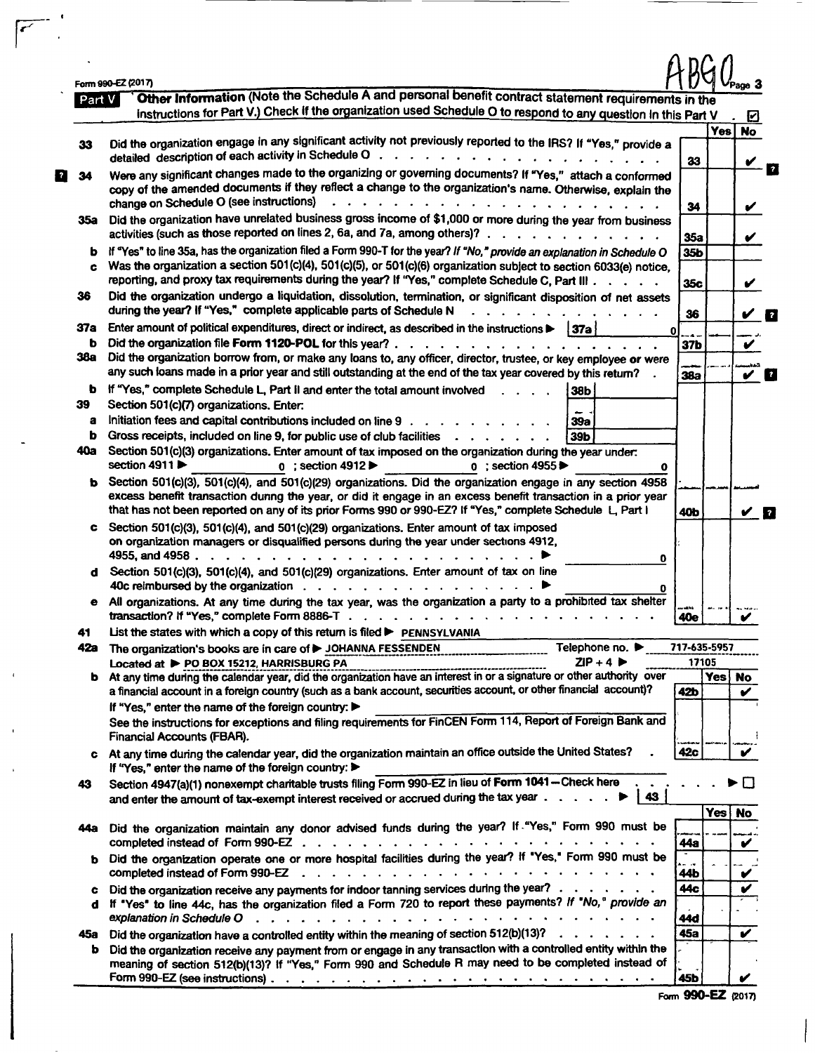Form 990-EZ (2017)

ABGO Page 3

**Part V** **Other Information** (Note the Schedule A and personal benefit contract statement requirements in the instructions for Part V.) Check if the organization used Schedule O to respond to any question in this Part V . ☑

| | | | Yes | No |
|---|---|---|---|---|
| 33 | Did the organization engage in any significant activity not previously reported to the IRS? If "Yes," provide a detailed description of each activity in Schedule O | 33 | | ✔ |
| 34 | Were any significant changes made to the organizing or governing documents? If "Yes," attach a conformed copy of the amended documents if they reflect a change to the organization's name. Otherwise, explain the change on Schedule O (see instructions) | 34 | | ✔ |
| 35a | Did the organization have unrelated business gross income of $1,000 or more during the year from business activities (such as those reported on lines 2, 6a, and 7a, among others)? | 35a | | ✔ |
| b | If "Yes" to line 35a, has the organization filed a Form 990-T for the year? *If "No," provide an explanation in Schedule O* | 35b | | |
| c | Was the organization a section 501(c)(4), 501(c)(5), or 501(c)(6) organization subject to section 6033(e) notice, reporting, and proxy tax requirements during the year? If "Yes," complete Schedule C, Part III | 35c | | ✔ |
| 36 | Did the organization undergo a liquidation, dissolution, termination, or significant disposition of net assets during the year? If "Yes," complete applicable parts of Schedule N | 36 | | ✔ |
| 37a | Enter amount of political expenditures, direct or indirect, as described in the instructions ▶ 37a 0 | | | |
| b | Did the organization file **Form 1120-POL** for this year? | 37b | | ✔ |
| 38a | Did the organization borrow from, or make any loans to, any officer, director, trustee, or key employee or were any such loans made in a prior year and still outstanding at the end of the tax year covered by this return? | 38a | | ✔ |
| b | If "Yes," complete Schedule L, Part II and enter the total amount involved ▶ 38b | | | |
| 39 | Section 501(c)(7) organizations. Enter: | | | |
| a | Initiation fees and capital contributions included on line 9 ▶ 39a | | | |
| b | Gross receipts, included on line 9, for public use of club facilities ▶ 39b | | | |
| 40a | Section 501(c)(3) organizations. Enter amount of tax imposed on the organization during the year under: section 4911 ▶ 0 ; section 4912 ▶ 0 ; section 4955 ▶ 0 | | | |
| b | Section 501(c)(3), 501(c)(4), and 501(c)(29) organizations. Did the organization engage in any section 4958 excess benefit transaction during the year, or did it engage in an excess benefit transaction in a prior year that has not been reported on any of its prior Forms 990 or 990-EZ? If "Yes," complete Schedule L, Part I | 40b | | ✔ |
| c | Section 501(c)(3), 501(c)(4), and 501(c)(29) organizations. Enter amount of tax imposed on organization managers or disqualified persons during the year under sections 4912, 4955, and 4958 ▶ 0 | | | |
| d | Section 501(c)(3), 501(c)(4), and 501(c)(29) organizations. Enter amount of tax on line 40c reimbursed by the organization ▶ 0 | | | |
| e | All organizations. At any time during the tax year, was the organization a party to a prohibited tax shelter transaction? If "Yes," complete Form 8886-T | 40e | | ✔ |

41 List the states with which a copy of this return is filed ▶ PENNSYLVANIA

42a The organization's books are in care of ▶ JOHANNA FESSENDEN Telephone no. ▶ 717-635-5957
Located at ▶ PO BOX 15212, HARRISBURG PA ZIP + 4 ▶ 17105

| | | | Yes | No |
|---|---|---|---|---|
| b | At any time during the calendar year, did the organization have an interest in or a signature or other authority over a financial account in a foreign country (such as a bank account, securities account, or other financial account)? If "Yes," enter the name of the foreign country: ▶ See the instructions for exceptions and filing requirements for FinCEN Form 114, Report of Foreign Bank and Financial Accounts (FBAR). | 42b | | ✔ |
| c | At any time during the calendar year, did the organization maintain an office outside the United States? If "Yes," enter the name of the foreign country: ▶ | 42c | | ✔ |

43 Section 4947(a)(1) nonexempt charitable trusts filing Form 990-EZ in lieu of **Form 1041**—Check here ▶ ☐ and enter the amount of tax-exempt interest received or accrued during the tax year ▶ 43

| | | | Yes | No |
|---|---|---|---|---|
| 44a | Did the organization maintain any donor advised funds during the year? If "Yes," Form 990 must be completed instead of Form 990-EZ | 44a | | ✔ |
| b | Did the organization operate one or more hospital facilities during the year? If "Yes," Form 990 must be completed instead of Form 990-EZ | 44b | | ✔ |
| c | Did the organization receive any payments for indoor tanning services during the year? | 44c | | ✔ |
| d | If "Yes" to line 44c, has the organization filed a Form 720 to report these payments? *If "No," provide an explanation in Schedule O* | 44d | | |
| 45a | Did the organization have a controlled entity within the meaning of section 512(b)(13)? | 45a | | ✔ |
| b | Did the organization receive any payment from or engage in any transaction with a controlled entity within the meaning of section 512(b)(13)? If "Yes," Form 990 and Schedule R may need to be completed instead of Form 990-EZ (see instructions) | 45b | | ✔ |

Form **990-EZ** (2017)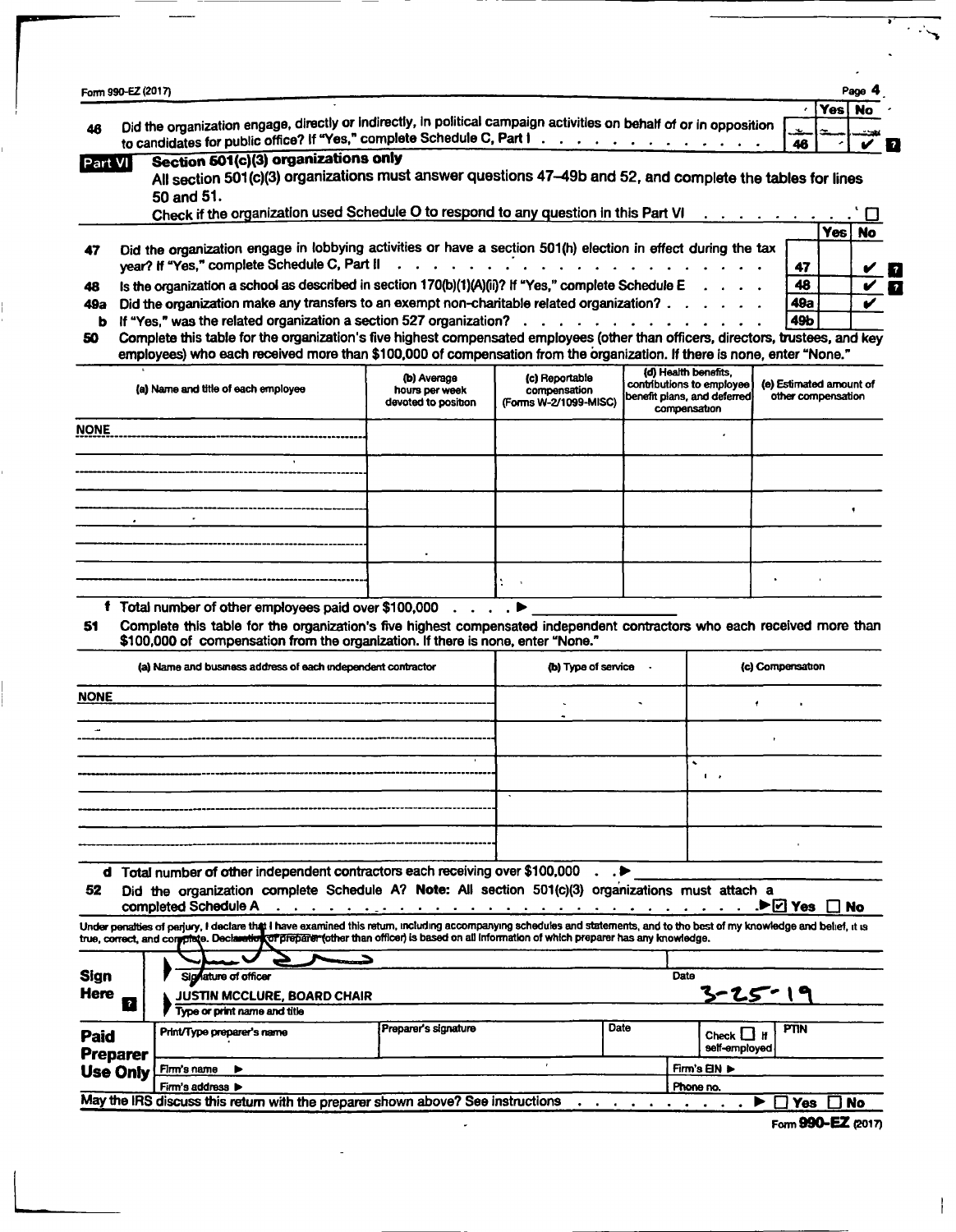Form 990-EZ (2017)

| | | | Yes | No |
|---|---|---|---|---|
| 46 | Did the organization engage, directly or indirectly, in political campaign activities on behalf of or in opposition to candidates for public office? If "Yes," complete Schedule C, Part I | 46 | | ✔ |

## Part VI Section 501(c)(3) organizations only

All section 501(c)(3) organizations must answer questions 47–49b and 52, and complete the tables for lines 50 and 51.

Check if the organization used Schedule O to respond to any question in this Part VI ☐

| | | | Yes | No |
|---|---|---|---|---|
| 47 | Did the organization engage in lobbying activities or have a section 501(h) election in effect during the tax year? If "Yes," complete Schedule C, Part II | 47 | | ✔ |
| 48 | Is the organization a school as described in section 170(b)(1)(A)(ii)? If "Yes," complete Schedule E | 48 | | ✔ |
| 49a | Did the organization make any transfers to an exempt non-charitable related organization? | 49a | | ✔ |
| b | If "Yes," was the related organization a section 527 organization? | 49b | | |

**50** Complete this table for the organization's five highest compensated employees (other than officers, directors, trustees, and key employees) who each received more than $100,000 of compensation from the organization. If there is none, enter "None."

| (a) Name and title of each employee | (b) Average hours per week devoted to position | (c) Reportable compensation (Forms W-2/1099-MISC) | (d) Health benefits, contributions to employee benefit plans, and deferred compensation | (e) Estimated amount of other compensation |
|---|---|---|---|---|
| NONE | | | | |
| | | | | |
| | | | | |
| | | | | |
| | | | | |

**f** Total number of other employees paid over $100,000 ▶

**51** Complete this table for the organization's five highest compensated independent contractors who each received more than $100,000 of compensation from the organization. If there is none, enter "None."

| (a) Name and business address of each independent contractor | (b) Type of service | (c) Compensation |
|---|---|---|
| NONE | | |
| | | |
| | | |
| | | |
| | | |

**d** Total number of other independent contractors each receiving over $100,000 ▶

**52** Did the organization complete Schedule A? **Note:** All section 501(c)(3) organizations must attach a completed Schedule A ▶ ☑ Yes ☐ No

Under penalties of perjury, I declare that I have examined this return, including accompanying schedules and statements, and to the best of my knowledge and belief, it is true, correct, and complete. Declaration of preparer (other than officer) is based on all information of which preparer has any knowledge.

| **Sign Here** | Signature of officer | Date |
|---|---|---|
| | JUSTIN MCCLURE, BOARD CHAIR | 3-25-19 |
| | Type or print name and title | |

| **Paid Preparer Use Only** | Print/Type preparer's name | Preparer's signature | Date | Check ☐ if self-employed | PTIN |
|---|---|---|---|---|---|
| | Firm's name ▶ | | | Firm's EIN ▶ | |
| | Firm's address ▶ | | | Phone no. | |

May the IRS discuss this return with the preparer shown above? See instructions ▶ ☐ Yes ☐ No

Form **990-EZ** (2017)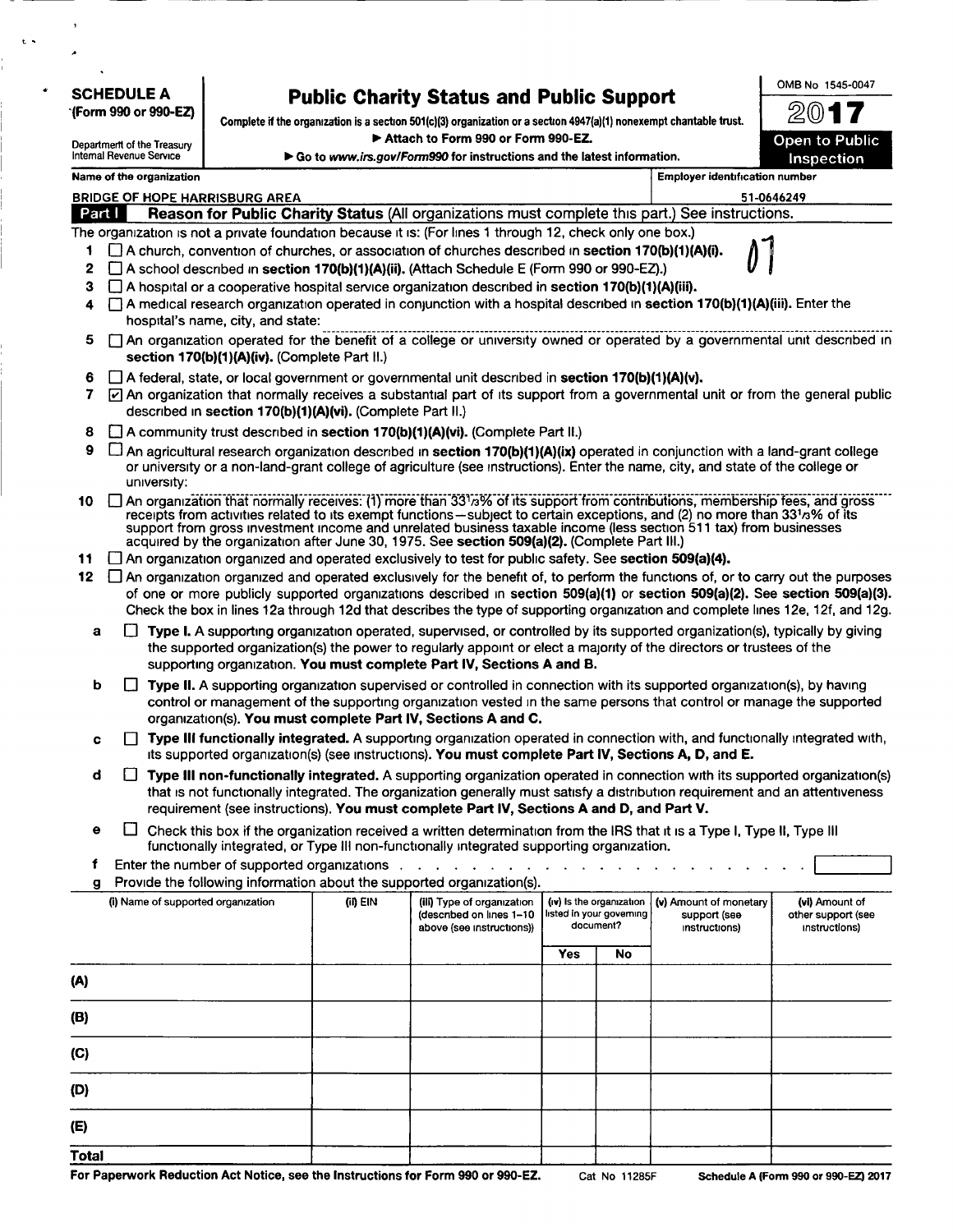**SCHEDULE A**
**(Form 990 or 990-EZ)**

Department of the Treasury
Internal Revenue Service

# Public Charity Status and Public Support

**Complete if the organization is a section 501(c)(3) organization or a section 4947(a)(1) nonexempt charitable trust.**
**▶ Attach to Form 990 or Form 990-EZ.**
**▶ Go to www.irs.gov/Form990 for instructions and the latest information.**

OMB No 1545-0047
**2017**
**Open to Public Inspection**

| Name of the organization | Employer identification number |
|---|---|
| BRIDGE OF HOPE HARRISBURG AREA | 51-0646249 |

## Part I Reason for Public Charity Status (All organizations must complete this part.) See instructions.

The organization is not a private foundation because it is: (For lines 1 through 12, check only one box.)

07

1. ☐ A church, convention of churches, or association of churches described in **section 170(b)(1)(A)(i).**
2. ☐ A school described in **section 170(b)(1)(A)(ii).** (Attach Schedule E (Form 990 or 990-EZ).)
3. ☐ A hospital or a cooperative hospital service organization described in **section 170(b)(1)(A)(iii).**
4. ☐ A medical research organization operated in conjunction with a hospital described in **section 170(b)(1)(A)(iii).** Enter the hospital's name, city, and state:
5. ☐ An organization operated for the benefit of a college or university owned or operated by a governmental unit described in **section 170(b)(1)(A)(iv).** (Complete Part II.)
6. ☐ A federal, state, or local government or governmental unit described in **section 170(b)(1)(A)(v).**
7. ☑ An organization that normally receives a substantial part of its support from a governmental unit or from the general public described in **section 170(b)(1)(A)(vi).** (Complete Part II.)
8. ☐ A community trust described in **section 170(b)(1)(A)(vi).** (Complete Part II.)
9. ☐ An agricultural research organization described in **section 170(b)(1)(A)(ix)** operated in conjunction with a land-grant college or university or a non-land-grant college of agriculture (see instructions). Enter the name, city, and state of the college or university:
10. ☐ An organization that normally receives: (1) more than 33 1/3% of its support from contributions, membership fees, and gross receipts from activities related to its exempt functions—subject to certain exceptions, and (2) no more than 33 1/3% of its support from gross investment income and unrelated business taxable income (less section 511 tax) from businesses acquired by the organization after June 30, 1975. See **section 509(a)(2).** (Complete Part III.)
11. ☐ An organization organized and operated exclusively to test for public safety. See **section 509(a)(4).**
12. ☐ An organization organized and operated exclusively for the benefit of, to perform the functions of, or to carry out the purposes of one or more publicly supported organizations described in **section 509(a)(1)** or **section 509(a)(2).** See **section 509(a)(3).** Check the box in lines 12a through 12d that describes the type of supporting organization and complete lines 12e, 12f, and 12g.
   - **a** ☐ **Type I.** A supporting organization operated, supervised, or controlled by its supported organization(s), typically by giving the supported organization(s) the power to regularly appoint or elect a majority of the directors or trustees of the supporting organization. **You must complete Part IV, Sections A and B.**
   - **b** ☐ **Type II.** A supporting organization supervised or controlled in connection with its supported organization(s), by having control or management of the supporting organization vested in the same persons that control or manage the supported organization(s). **You must complete Part IV, Sections A and C.**
   - **c** ☐ **Type III functionally integrated.** A supporting organization operated in connection with, and functionally integrated with, its supported organization(s) (see instructions). **You must complete Part IV, Sections A, D, and E.**
   - **d** ☐ **Type III non-functionally integrated.** A supporting organization operated in connection with its supported organization(s) that is not functionally integrated. The organization generally must satisfy a distribution requirement and an attentiveness requirement (see instructions). **You must complete Part IV, Sections A and D, and Part V.**
   - **e** ☐ Check this box if the organization received a written determination from the IRS that it is a Type I, Type II, Type III functionally integrated, or Type III non-functionally integrated supporting organization.
   - **f** Enter the number of supported organizations
   - **g** Provide the following information about the supported organization(s).

| (i) Name of supported organization | (ii) EIN | (iii) Type of organization (described on lines 1-10 above (see instructions)) | (iv) Is the organization listed in your governing document? | | (v) Amount of monetary support (see instructions) | (vi) Amount of other support (see instructions) |
|---|---|---|---|---|---|---|
| | | | Yes | No | | |
| (A) | | | | | | |
| (B) | | | | | | |
| (C) | | | | | | |
| (D) | | | | | | |
| (E) | | | | | | |
| Total | | | | | | |

**For Paperwork Reduction Act Notice, see the Instructions for Form 990 or 990-EZ.** Cat No 11285F **Schedule A (Form 990 or 990-EZ) 2017**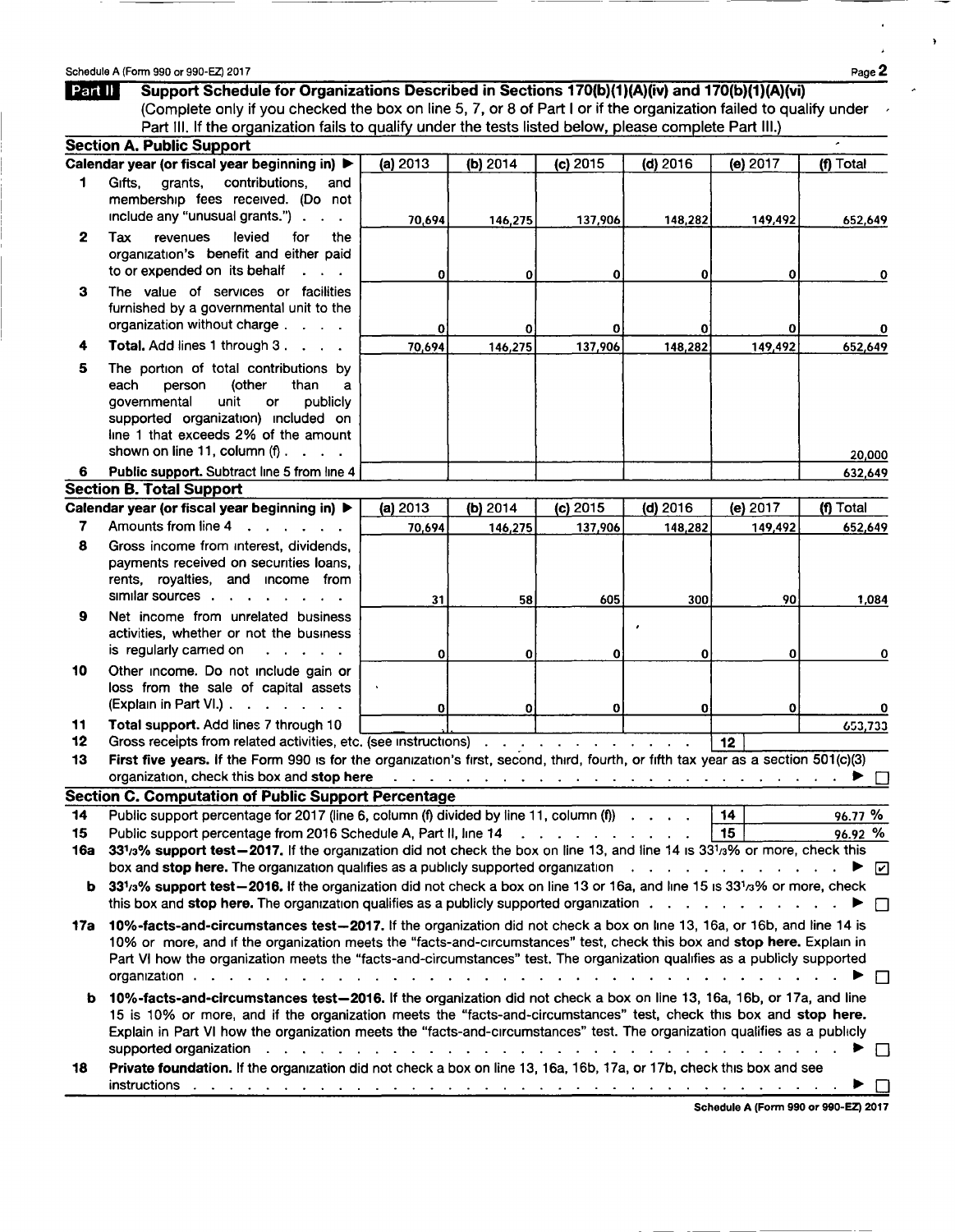Schedule A (Form 990 or 990-EZ) 2017

## Part II Support Schedule for Organizations Described in Sections 170(b)(1)(A)(iv) and 170(b)(1)(A)(vi)

(Complete only if you checked the box on line 5, 7, or 8 of Part I or if the organization failed to qualify under Part III. If the organization fails to qualify under the tests listed below, please complete Part III.)

### Section A. Public Support

| | Calendar year (or fiscal year beginning in) ▶ | (a) 2013 | (b) 2014 | (c) 2015 | (d) 2016 | (e) 2017 | (f) Total |
|---|---|---|---|---|---|---|---|
| 1 | Gifts, grants, contributions, and membership fees received. (Do not include any "unusual grants.") | 70,694 | 146,275 | 137,906 | 148,282 | 149,492 | 652,649 |
| 2 | Tax revenues levied for the organization's benefit and either paid to or expended on its behalf | 0 | 0 | 0 | 0 | 0 | 0 |
| 3 | The value of services or facilities furnished by a governmental unit to the organization without charge | 0 | 0 | 0 | 0 | 0 | 0 |
| 4 | **Total.** Add lines 1 through 3 | 70,694 | 146,275 | 137,906 | 148,282 | 149,492 | 652,649 |
| 5 | The portion of total contributions by each person (other than a governmental unit or publicly supported organization) included on line 1 that exceeds 2% of the amount shown on line 11, column (f) | | | | | | 20,000 |
| 6 | **Public support.** Subtract line 5 from line 4 | | | | | | 632,649 |

### Section B. Total Support

| | Calendar year (or fiscal year beginning in) ▶ | (a) 2013 | (b) 2014 | (c) 2015 | (d) 2016 | (e) 2017 | (f) Total |
|---|---|---|---|---|---|---|---|
| 7 | Amounts from line 4 | 70,694 | 146,275 | 137,906 | 148,282 | 149,492 | 652,649 |
| 8 | Gross income from interest, dividends, payments received on securities loans, rents, royalties, and income from similar sources | 31 | 58 | 605 | 300 | 90 | 1,084 |
| 9 | Net income from unrelated business activities, whether or not the business is regularly carried on | 0 | 0 | 0 | 0 | 0 | 0 |
| 10 | Other income. Do not include gain or loss from the sale of capital assets (Explain in Part VI.) | 0 | 0 | 0 | 0 | 0 | 0 |
| 11 | **Total support.** Add lines 7 through 10 | | | | | | 653,733 |

12 Gross receipts from related activities, etc. (see instructions) | 12 |

13 **First five years.** If the Form 990 is for the organization's first, second, third, fourth, or fifth tax year as a section 501(c)(3) organization, check this box and **stop here** ▶ ☐

### Section C. Computation of Public Support Percentage

14 Public support percentage for 2017 (line 6, column (f) divided by line 11, column (f)) | 14 | 96.77 %

15 Public support percentage from 2016 Schedule A, Part II, line 14 | 15 | 96.92 %

16a **33$^1/_3$% support test—2017.** If the organization did not check the box on line 13, and line 14 is 33$^1/_3$% or more, check this box and **stop here.** The organization qualifies as a publicly supported organization ▶ ☑

b **33$^1/_3$% support test—2016.** If the organization did not check a box on line 13 or 16a, and line 15 is 33$^1/_3$% or more, check this box and **stop here.** The organization qualifies as a publicly supported organization ▶ ☐

17a **10%-facts-and-circumstances test—2017.** If the organization did not check a box on line 13, 16a, or 16b, and line 14 is 10% or more, and if the organization meets the "facts-and-circumstances" test, check this box and **stop here.** Explain in Part VI how the organization meets the "facts-and-circumstances" test. The organization qualifies as a publicly supported organization ▶ ☐

b **10%-facts-and-circumstances test—2016.** If the organization did not check a box on line 13, 16a, 16b, or 17a, and line 15 is 10% or more, and if the organization meets the "facts-and-circumstances" test, check this box and **stop here.** Explain in Part VI how the organization meets the "facts-and-circumstances" test. The organization qualifies as a publicly supported organization ▶ ☐

18 **Private foundation.** If the organization did not check a box on line 13, 16a, 16b, 17a, or 17b, check this box and see instructions ▶ ☐

Schedule A (Form 990 or 990-EZ) 2017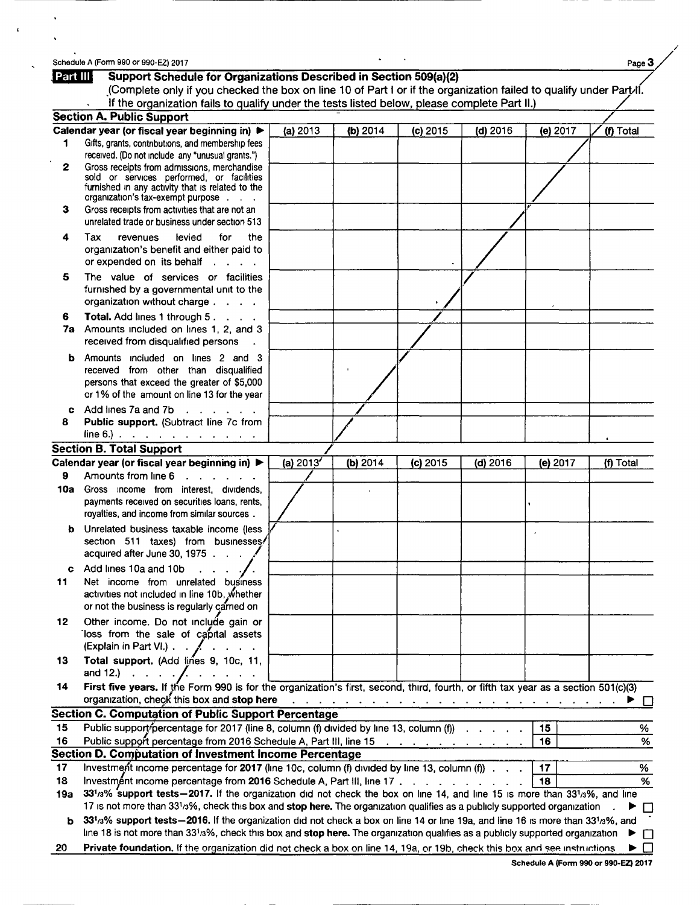Schedule A (Form 990 or 990-EZ) 2017

## Part III Support Schedule for Organizations Described in Section 509(a)(2)

(Complete only if you checked the box on line 10 of Part I or if the organization failed to qualify under Part II. If the organization fails to qualify under the tests listed below, please complete Part II.)

### Section A. Public Support

| | Calendar year (or fiscal year beginning in) ▶ | (a) 2013 | (b) 2014 | (c) 2015 | (d) 2016 | (e) 2017 | (f) Total |
|---|---|---|---|---|---|---|---|
| 1 | Gifts, grants, contributions, and membership fees received. (Do not include any "unusual grants.") | | | | | | |
| 2 | Gross receipts from admissions, merchandise sold or services performed, or facilities furnished in any activity that is related to the organization's tax-exempt purpose | | | | | | |
| 3 | Gross receipts from activities that are not an unrelated trade or business under section 513 | | | | | | |
| 4 | Tax revenues levied for the organization's benefit and either paid to or expended on its behalf | | | | | | |
| 5 | The value of services or facilities furnished by a governmental unit to the organization without charge | | | | | | |
| 6 | **Total.** Add lines 1 through 5 | | | | | | |
| 7a | Amounts included on lines 1, 2, and 3 received from disqualified persons | | | | | | |
| b | Amounts included on lines 2 and 3 received from other than disqualified persons that exceed the greater of $5,000 or 1% of the amount on line 13 for the year | | | | | | |
| c | Add lines 7a and 7b | | | | | | |
| 8 | **Public support.** (Subtract line 7c from line 6.) | | | | | | |

### Section B. Total Support

| | Calendar year (or fiscal year beginning in) ▶ | (a) 2013 | (b) 2014 | (c) 2015 | (d) 2016 | (e) 2017 | (f) Total |
|---|---|---|---|---|---|---|---|
| 9 | Amounts from line 6 | | | | | | |
| 10a | Gross income from interest, dividends, payments received on securities loans, rents, royalties, and income from similar sources | | | | | | |
| b | Unrelated business taxable income (less section 511 taxes) from businesses acquired after June 30, 1975 | | | | | | |
| c | Add lines 10a and 10b | | | | | | |
| 11 | Net income from unrelated business activities not included in line 10b, whether or not the business is regularly carried on | | | | | | |
| 12 | Other income. Do not include gain or loss from the sale of capital assets (Explain in Part VI.) | | | | | | |
| 13 | **Total support.** (Add lines 9, 10c, 11, and 12.) | | | | | | |

**14** **First five years.** If the Form 990 is for the organization's first, second, third, fourth, or fifth tax year as a section 501(c)(3) organization, check this box and **stop here** ▶ ☐

### Section C. Computation of Public Support Percentage

| | | | |
|---|---|---|---|
| 15 | Public support percentage for 2017 (line 8, column (f) divided by line 13, column (f)) | 15 | % |
| 16 | Public support percentage from 2016 Schedule A, Part III, line 15 | 16 | % |

### Section D. Computation of Investment Income Percentage

| | | | |
|---|---|---|---|
| 17 | Investment income percentage for **2017** (line 10c, column (f) divided by line 13, column (f)) | 17 | % |
| 18 | Investment income percentage from **2016** Schedule A, Part III, line 17 | 18 | % |

**19a** **33⅓% support tests—2017.** If the organization did not check the box on line 14, and line 15 is more than 33⅓%, and line 17 is not more than 33⅓%, check this box and **stop here.** The organization qualifies as a publicly supported organization ▶ ☐

**b** **33⅓% support tests—2016.** If the organization did not check a box on line 14 or line 19a, and line 16 is more than 33⅓%, and line 18 is not more than 33⅓%, check this box and **stop here.** The organization qualifies as a publicly supported organization ▶ ☐

**20** **Private foundation.** If the organization did not check a box on line 14, 19a, or 19b, check this box and see instructions ▶ ☐

Schedule A (Form 990 or 990-EZ) 2017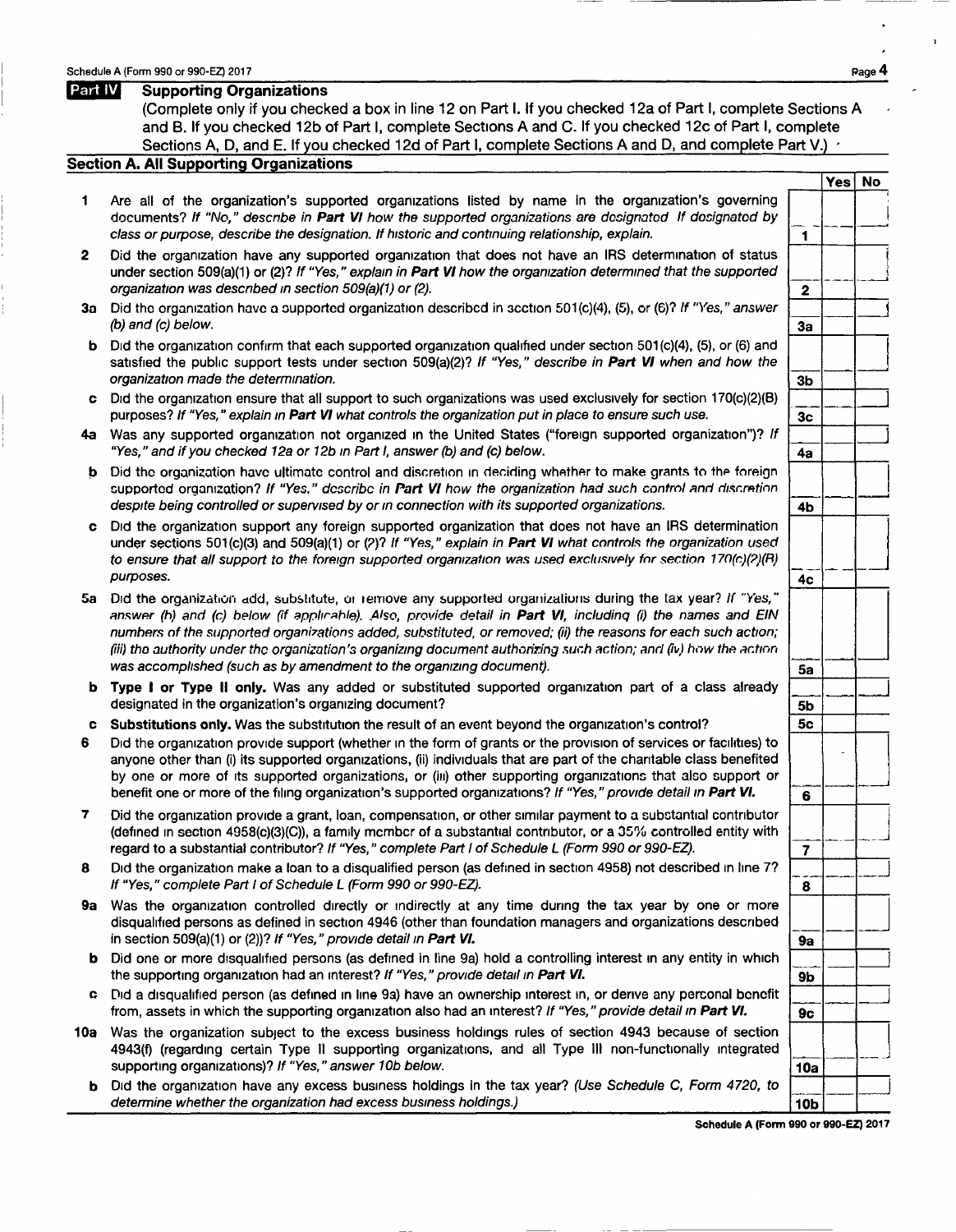## Part IV Supporting Organizations

(Complete only if you checked a box in line 12 on Part I. If you checked 12a of Part I, complete Sections A and B. If you checked 12b of Part I, complete Sections A and C. If you checked 12c of Part I, complete Sections A, D, and E. If you checked 12d of Part I, complete Sections A and D, and complete Part V.)

### Section A. All Supporting Organizations

| | | | Yes | No |
|---|---|---|---|---|
| **1** | Are all of the organization's supported organizations listed by name in the organization's governing documents? *If "No," describe in* ***Part VI*** *how the supported organizations are designated. If designated by class or purpose, describe the designation. If historic and continuing relationship, explain.* | 1 | | |
| **2** | Did the organization have any supported organization that does not have an IRS determination of status under section 509(a)(1) or (2)? *If "Yes," explain in* ***Part VI*** *how the organization determined that the supported organization was described in section 509(a)(1) or (2).* | 2 | | |
| **3a** | Did the organization have a supported organization described in section 501(c)(4), (5), or (6)? *If "Yes," answer (b) and (c) below.* | 3a | | |
| **b** | Did the organization confirm that each supported organization qualified under section 501(c)(4), (5), or (6) and satisfied the public support tests under section 509(a)(2)? *If "Yes," describe in* ***Part VI*** *when and how the organization made the determination.* | 3b | | |
| **c** | Did the organization ensure that all support to such organizations was used exclusively for section 170(c)(2)(B) purposes? *If "Yes," explain in* ***Part VI*** *what controls the organization put in place to ensure such use.* | 3c | | |
| **4a** | Was any supported organization not organized in the United States ("foreign supported organization")? *If "Yes," and if you checked 12a or 12b in Part I, answer (b) and (c) below.* | 4a | | |
| **b** | Did the organization have ultimate control and discretion in deciding whether to make grants to the foreign supported organization? *If "Yes," describe in* ***Part VI*** *how the organization had such control and discretion despite being controlled or supervised by or in connection with its supported organizations.* | 4b | | |
| **c** | Did the organization support any foreign supported organization that does not have an IRS determination under sections 501(c)(3) and 509(a)(1) or (2)? *If "Yes," explain in* ***Part VI*** *what controls the organization used to ensure that all support to the foreign supported organization was used exclusively for section 170(c)(2)(B) purposes.* | 4c | | |
| **5a** | Did the organization add, substitute, or remove any supported organizations during the tax year? *If "Yes," answer (b) and (c) below (if applicable). Also, provide detail in* ***Part VI****, including (i) the names and EIN numbers of the supported organizations added, substituted, or removed; (ii) the reasons for each such action; (iii) the authority under the organization's organizing document authorizing such action; and (iv) how the action was accomplished (such as by amendment to the organizing document).* | 5a | | |
| **b** | **Type I or Type II only.** Was any added or substituted supported organization part of a class already designated in the organization's organizing document? | 5b | | |
| **c** | **Substitutions only.** Was the substitution the result of an event beyond the organization's control? | 5c | | |
| **6** | Did the organization provide support (whether in the form of grants or the provision of services or facilities) to anyone other than (i) its supported organizations, (ii) individuals that are part of the charitable class benefited by one or more of its supported organizations, or (iii) other supporting organizations that also support or benefit one or more of the filing organization's supported organizations? *If "Yes," provide detail in* ***Part VI.*** | 6 | | |
| **7** | Did the organization provide a grant, loan, compensation, or other similar payment to a substantial contributor (defined in section 4958(c)(3)(C)), a family member of a substantial contributor, or a 35% controlled entity with regard to a substantial contributor? *If "Yes," complete Part I of Schedule L (Form 990 or 990-EZ).* | 7 | | |
| **8** | Did the organization make a loan to a disqualified person (as defined in section 4958) not described in line 7? *If "Yes," complete Part I of Schedule L (Form 990 or 990-EZ).* | 8 | | |
| **9a** | Was the organization controlled directly or indirectly at any time during the tax year by one or more disqualified persons as defined in section 4946 (other than foundation managers and organizations described in section 509(a)(1) or (2))? *If "Yes," provide detail in* ***Part VI.*** | 9a | | |
| **b** | Did one or more disqualified persons (as defined in line 9a) hold a controlling interest in any entity in which the supporting organization had an interest? *If "Yes," provide detail in* ***Part VI.*** | 9b | | |
| **c** | Did a disqualified person (as defined in line 9a) have an ownership interest in, or derive any personal benefit from, assets in which the supporting organization also had an interest? *If "Yes," provide detail in* ***Part VI.*** | 9c | | |
| **10a** | Was the organization subject to the excess business holdings rules of section 4943 because of section 4943(f) (regarding certain Type II supporting organizations, and all Type III non-functionally integrated supporting organizations)? *If "Yes," answer 10b below.* | 10a | | |
| **b** | Did the organization have any excess business holdings in the tax year? *(Use Schedule C, Form 4720, to determine whether the organization had excess business holdings.)* | 10b | | |

Schedule A (Form 990 or 990-EZ) 2017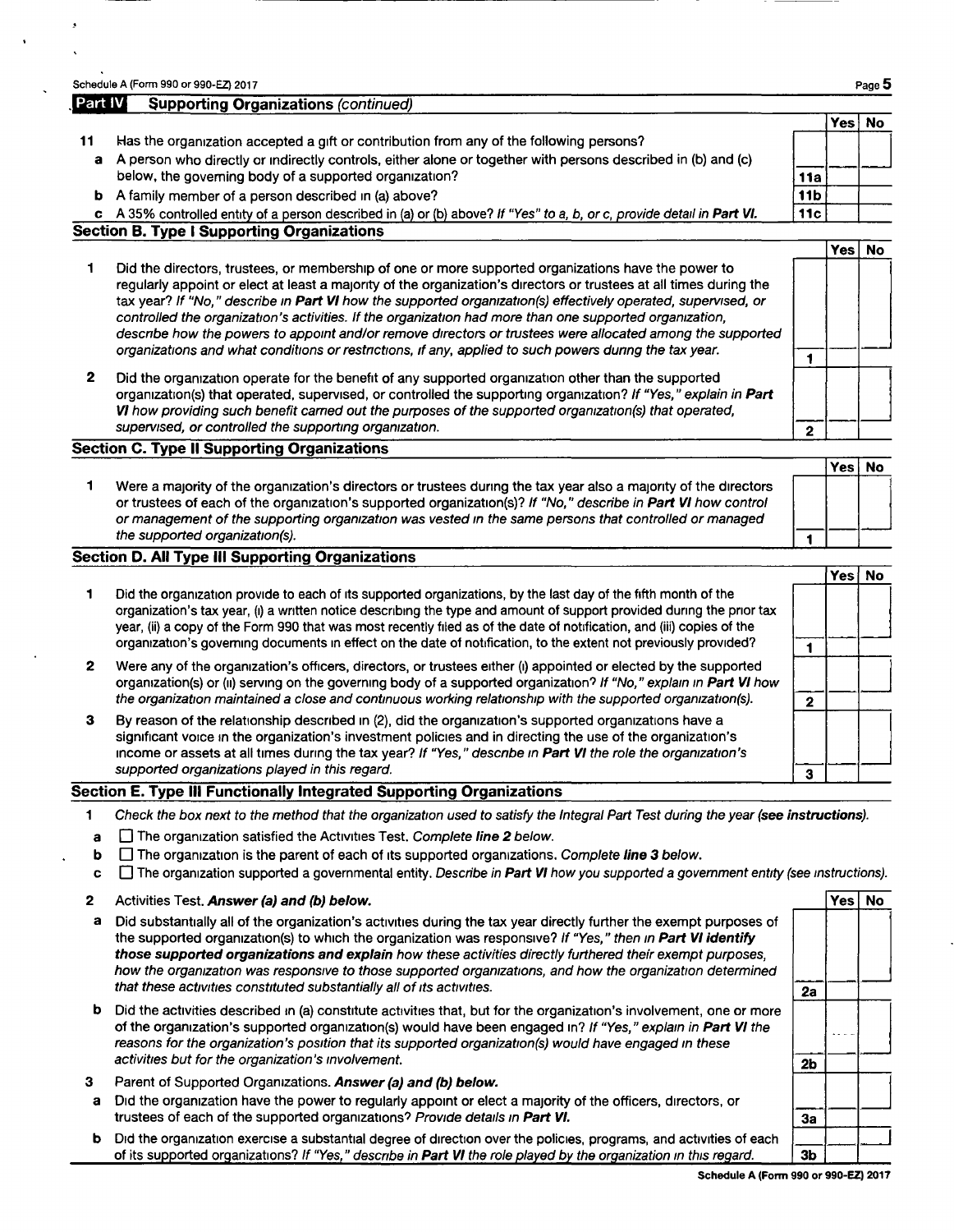Schedule A (Form 990 or 990-EZ) 2017

## Part IV Supporting Organizations *(continued)*

| | | | Yes | No |
|---|---|---|---|---|
| **11** | Has the organization accepted a gift or contribution from any of the following persons? | | | |
| **a** | A person who directly or indirectly controls, either alone or together with persons described in (b) and (c) below, the governing body of a supported organization? | **11a** | | |
| **b** | A family member of a person described in (a) above? | **11b** | | |
| **c** | A 35% controlled entity of a person described in (a) or (b) above? *If "Yes" to a, b, or c, provide detail in* ***Part VI.*** | **11c** | | |

### Section B. Type I Supporting Organizations

| | | | Yes | No |
|---|---|---|---|---|
| **1** | Did the directors, trustees, or membership of one or more supported organizations have the power to regularly appoint or elect at least a majority of the organization's directors or trustees at all times during the tax year? *If "No," describe in* ***Part VI*** *how the supported organization(s) effectively operated, supervised, or controlled the organization's activities. If the organization had more than one supported organization, describe how the powers to appoint and/or remove directors or trustees were allocated among the supported organizations and what conditions or restrictions, if any, applied to such powers during the tax year.* | **1** | | |
| **2** | Did the organization operate for the benefit of any supported organization other than the supported organization(s) that operated, supervised, or controlled the supporting organization? *If "Yes," explain in* ***Part VI*** *how providing such benefit carried out the purposes of the supported organization(s) that operated, supervised, or controlled the supporting organization.* | **2** | | |

### Section C. Type II Supporting Organizations

| | | | Yes | No |
|---|---|---|---|---|
| **1** | Were a majority of the organization's directors or trustees during the tax year also a majority of the directors or trustees of each of the organization's supported organization(s)? *If "No," describe in* ***Part VI*** *how control or management of the supporting organization was vested in the same persons that controlled or managed the supported organization(s).* | **1** | | |

### Section D. All Type III Supporting Organizations

| | | | Yes | No |
|---|---|---|---|---|
| **1** | Did the organization provide to each of its supported organizations, by the last day of the fifth month of the organization's tax year, (i) a written notice describing the type and amount of support provided during the prior tax year, (ii) a copy of the Form 990 that was most recently filed as of the date of notification, and (iii) copies of the organization's governing documents in effect on the date of notification, to the extent not previously provided? | **1** | | |
| **2** | Were any of the organization's officers, directors, or trustees either (i) appointed or elected by the supported organization(s) or (ii) serving on the governing body of a supported organization? *If "No," explain in* ***Part VI*** *how the organization maintained a close and continuous working relationship with the supported organization(s).* | **2** | | |
| **3** | By reason of the relationship described in (2), did the organization's supported organizations have a significant voice in the organization's investment policies and in directing the use of the organization's income or assets at all times during the tax year? *If "Yes," describe in* ***Part VI*** *the role the organization's supported organizations played in this regard.* | **3** | | |

### Section E. Type III Functionally Integrated Supporting Organizations

**1** *Check the box next to the method that the organization used to satisfy the Integral Part Test during the year* ***(see instructions).***

- **a** ☐ The organization satisfied the Activities Test. *Complete* ***line 2*** *below.*
- **b** ☐ The organization is the parent of each of its supported organizations. *Complete* ***line 3*** *below.*
- **c** ☐ The organization supported a governmental entity. *Describe in* ***Part VI*** *how you supported a government entity (see instructions).*

| | | | Yes | No |
|---|---|---|---|---|
| **2** | Activities Test. ***Answer (a) and (b) below.*** | | | |
| **a** | Did substantially all of the organization's activities during the tax year directly further the exempt purposes of the supported organization(s) to which the organization was responsive? *If "Yes," then in* ***Part VI identify those supported organizations and explain*** *how these activities directly furthered their exempt purposes, how the organization was responsive to those supported organizations, and how the organization determined that these activities constituted substantially all of its activities.* | **2a** | | |
| **b** | Did the activities described in (a) constitute activities that, but for the organization's involvement, one or more of the organization's supported organization(s) would have been engaged in? *If "Yes," explain in* ***Part VI*** *the reasons for the organization's position that its supported organization(s) would have engaged in these activities but for the organization's involvement.* | **2b** | | |
| **3** | Parent of Supported Organizations. ***Answer (a) and (b) below.*** | | | |
| **a** | Did the organization have the power to regularly appoint or elect a majority of the officers, directors, or trustees of each of the supported organizations? *Provide details in* ***Part VI.*** | **3a** | | |
| **b** | Did the organization exercise a substantial degree of direction over the policies, programs, and activities of each of its supported organizations? *If "Yes," describe in* ***Part VI*** *the role played by the organization in this regard.* | **3b** | | |

Schedule A (Form 990 or 990-EZ) 2017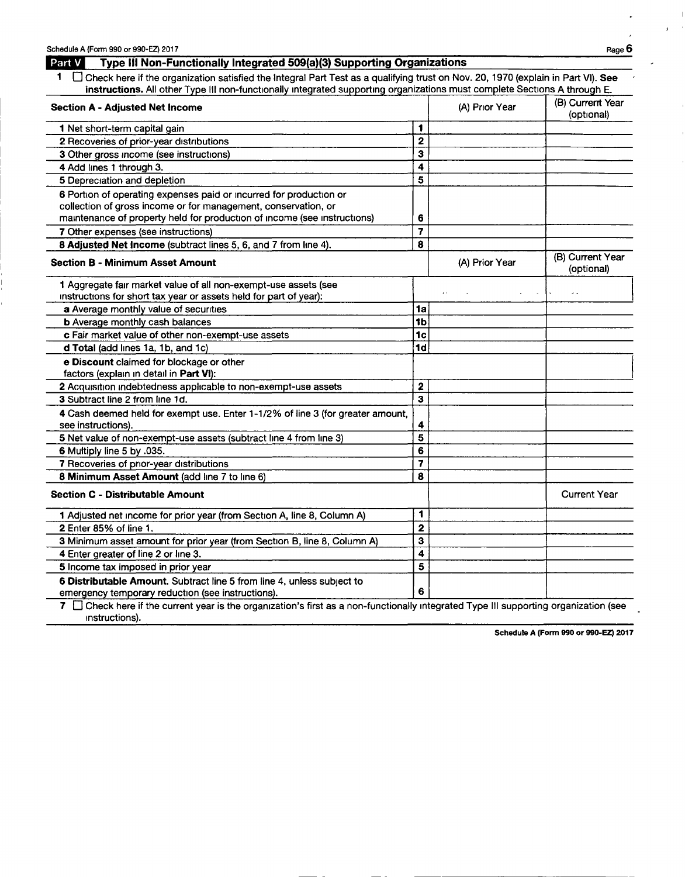## Part V Type III Non-Functionally Integrated 509(a)(3) Supporting Organizations

1 ☐ Check here if the organization satisfied the Integral Part Test as a qualifying trust on Nov. 20, 1970 (explain in Part VI). **See instructions.** All other Type III non-functionally integrated supporting organizations must complete Sections A through E.

| **Section A - Adjusted Net Income** | | (A) Prior Year | (B) Current Year (optional) |
|---|---|---|---|
| 1 Net short-term capital gain | 1 | | |
| 2 Recoveries of prior-year distributions | 2 | | |
| 3 Other gross income (see instructions) | 3 | | |
| 4 Add lines 1 through 3. | 4 | | |
| 5 Depreciation and depletion | 5 | | |
| 6 Portion of operating expenses paid or incurred for production or collection of gross income or for management, conservation, or maintenance of property held for production of income (see instructions) | 6 | | |
| 7 Other expenses (see instructions) | 7 | | |
| **8 Adjusted Net Income** (subtract lines 5, 6, and 7 from line 4). | 8 | | |

| **Section B - Minimum Asset Amount** | | (A) Prior Year | (B) Current Year (optional) |
|---|---|---|---|
| 1 Aggregate fair market value of all non-exempt-use assets (see instructions for short tax year or assets held for part of year): | | | |
| **a** Average monthly value of securities | 1a | | |
| **b** Average monthly cash balances | 1b | | |
| **c** Fair market value of other non-exempt-use assets | 1c | | |
| **d Total** (add lines 1a, 1b, and 1c) | 1d | | |
| **e Discount** claimed for blockage or other factors (explain in detail in **Part VI**): | | | |
| 2 Acquisition indebtedness applicable to non-exempt-use assets | 2 | | |
| 3 Subtract line 2 from line 1d. | 3 | | |
| 4 Cash deemed held for exempt use. Enter 1-1/2% of line 3 (for greater amount, see instructions). | 4 | | |
| 5 Net value of non-exempt-use assets (subtract line 4 from line 3) | 5 | | |
| 6 Multiply line 5 by .035. | 6 | | |
| 7 Recoveries of prior-year distributions | 7 | | |
| **8 Minimum Asset Amount** (add line 7 to line 6) | 8 | | |

| **Section C - Distributable Amount** | | | Current Year |
|---|---|---|---|
| 1 Adjusted net income for prior year (from Section A, line 8, Column A) | 1 | | |
| 2 Enter 85% of line 1. | 2 | | |
| 3 Minimum asset amount for prior year (from Section B, line 8, Column A) | 3 | | |
| 4 Enter greater of line 2 or line 3. | 4 | | |
| 5 Income tax imposed in prior year | 5 | | |
| **6 Distributable Amount.** Subtract line 5 from line 4, unless subject to emergency temporary reduction (see instructions). | 6 | | |

7 ☐ Check here if the current year is the organization's first as a non-functionally integrated Type III supporting organization (see instructions).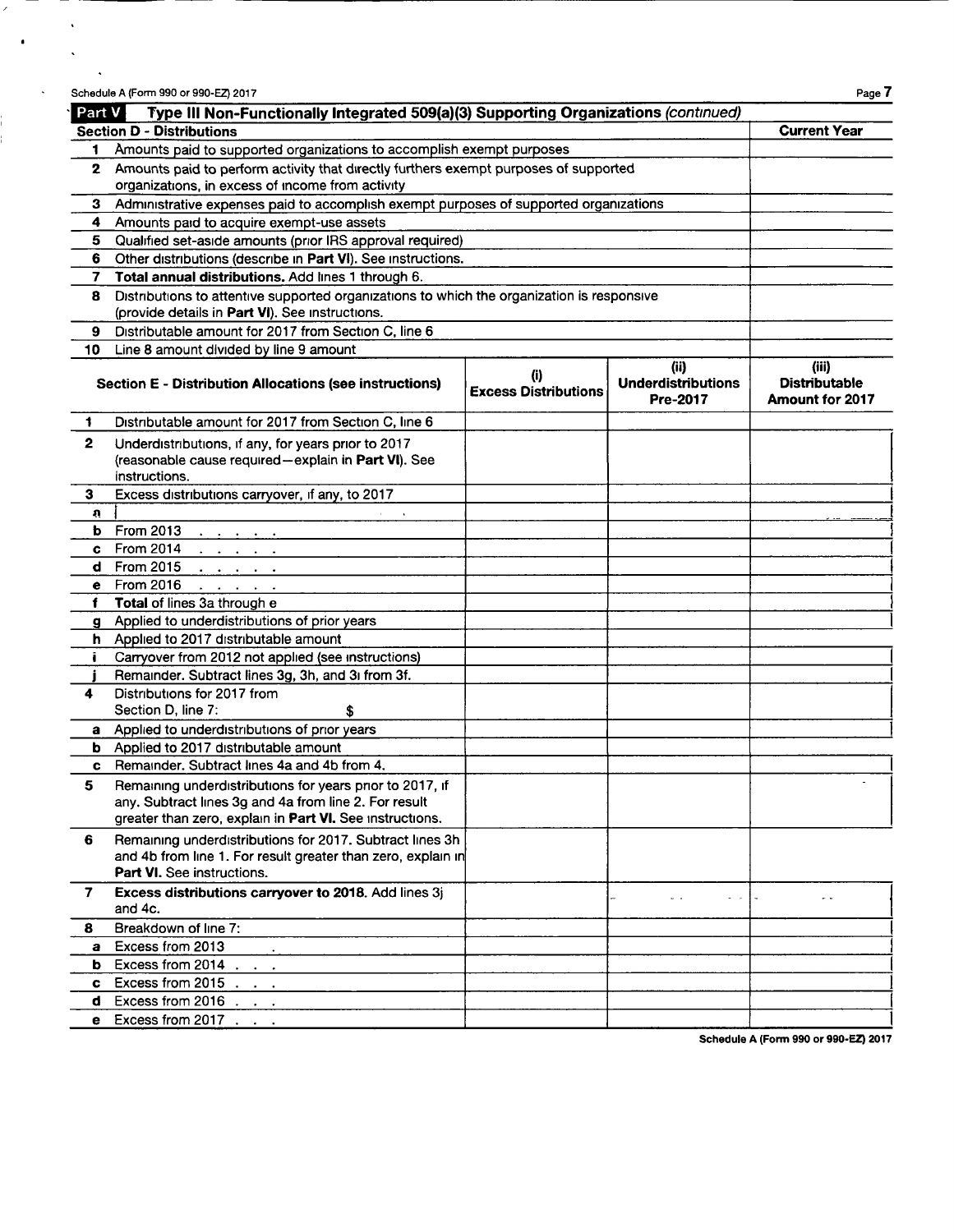Schedule A (Form 990 or 990-EZ) 2017

## Part V Type III Non-Functionally Integrated 509(a)(3) Supporting Organizations *(continued)*

| Section D - Distributions | | Current Year |
|---|---|---|
| 1 | Amounts paid to supported organizations to accomplish exempt purposes | |
| 2 | Amounts paid to perform activity that directly furthers exempt purposes of supported organizations, in excess of income from activity | |
| 3 | Administrative expenses paid to accomplish exempt purposes of supported organizations | |
| 4 | Amounts paid to acquire exempt-use assets | |
| 5 | Qualified set-aside amounts (prior IRS approval required) | |
| 6 | Other distributions (describe in **Part VI**). See instructions. | |
| 7 | **Total annual distributions.** Add lines 1 through 6. | |
| 8 | Distributions to attentive supported organizations to which the organization is responsive (provide details in **Part VI**). See instructions. | |
| 9 | Distributable amount for 2017 from Section C, line 6 | |
| 10 | Line 8 amount divided by line 9 amount | |

| | Section E - Distribution Allocations (see instructions) | (i) Excess Distributions | (ii) Underdistributions Pre-2017 | (iii) Distributable Amount for 2017 |
|---|---|---|---|---|
| 1 | Distributable amount for 2017 from Section C, line 6 | | | |
| 2 | Underdistributions, if any, for years prior to 2017 (reasonable cause required—explain in **Part VI**). See instructions. | | | |
| 3 | Excess distributions carryover, if any, to 2017 | | | |
| a | | | | |
| b | From 2013 | | | |
| c | From 2014 | | | |
| d | From 2015 | | | |
| e | From 2016 | | | |
| f | **Total** of lines 3a through e | | | |
| g | Applied to underdistributions of prior years | | | |
| h | Applied to 2017 distributable amount | | | |
| i | Carryover from 2012 not applied (see instructions) | | | |
| j | Remainder. Subtract lines 3g, 3h, and 3i from 3f. | | | |
| 4 | Distributions for 2017 from Section D, line 7: $ | | | |
| a | Applied to underdistributions of prior years | | | |
| b | Applied to 2017 distributable amount | | | |
| c | Remainder. Subtract lines 4a and 4b from 4. | | | |
| 5 | Remaining underdistributions for years prior to 2017, if any. Subtract lines 3g and 4a from line 2. For result greater than zero, explain in **Part VI.** See instructions. | | | |
| 6 | Remaining underdistributions for 2017. Subtract lines 3h and 4b from line 1. For result greater than zero, explain in **Part VI.** See instructions. | | | |
| 7 | **Excess distributions carryover to 2018.** Add lines 3j and 4c. | | | |
| 8 | Breakdown of line 7: | | | |
| a | Excess from 2013 | | | |
| b | Excess from 2014 | | | |
| c | Excess from 2015 | | | |
| d | Excess from 2016 | | | |
| e | Excess from 2017 | | | |

Schedule A (Form 990 or 990-EZ) 2017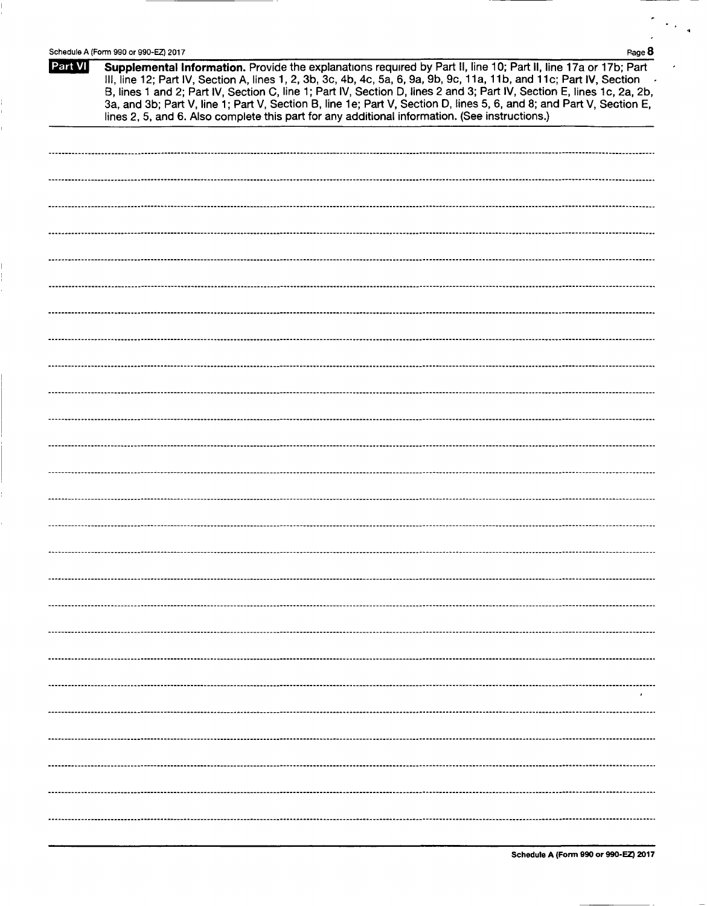## Part VI Supplemental Information.

Provide the explanations required by Part II, line 10; Part II, line 17a or 17b; Part III, line 12; Part IV, Section A, lines 1, 2, 3b, 3c, 4b, 4c, 5a, 6, 9a, 9b, 9c, 11a, 11b, and 11c; Part IV, Section B, lines 1 and 2; Part IV, Section C, line 1; Part IV, Section D, lines 2 and 3; Part IV, Section E, lines 1c, 2a, 2b, 3a, and 3b; Part V, line 1; Part V, Section B, line 1e; Part V, Section D, lines 5, 6, and 8; and Part V, Section E, lines 2, 5, and 6. Also complete this part for any additional information. (See instructions.)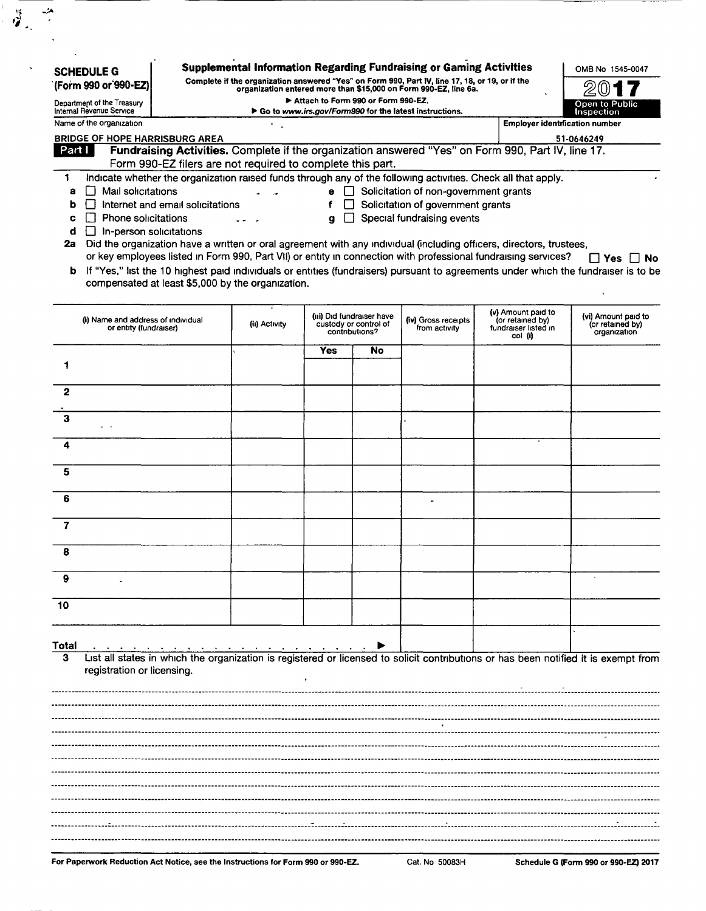**SCHEDULE G**
**(Form 990 or 990-EZ)**

Department of the Treasury
Internal Revenue Service

# Supplemental Information Regarding Fundraising or Gaming Activities

**Complete if the organization answered "Yes" on Form 990, Part IV, line 17, 18, or 19, or if the organization entered more than $15,000 on Form 990-EZ, line 6a.**

▶ Attach to Form 990 or Form 990-EZ.

▶ Go to *www.irs.gov/Form990* for the latest instructions.

OMB No 1545-0047

**2017**

**Open to Public Inspection**

Name of the organization: BRIDGE OF HOPE HARRISBURG AREA

Employer identification number: 51-0646249

## Part I Fundraising Activities. Complete if the organization answered "Yes" on Form 990, Part IV, line 17. Form 990-EZ filers are not required to complete this part.

1 Indicate whether the organization raised funds through any of the following activities. Check all that apply.

- a ☐ Mail solicitations
- b ☐ Internet and email solicitations
- c ☐ Phone solicitations
- d ☐ In-person solicitations
- e ☐ Solicitation of non-government grants
- f ☐ Solicitation of government grants
- g ☐ Special fundraising events

2a Did the organization have a written or oral agreement with any individual (including officers, directors, trustees, or key employees listed in Form 990, Part VII) or entity in connection with professional fundraising services? ☐ Yes ☐ No

b If "Yes," list the 10 highest paid individuals or entities (fundraisers) pursuant to agreements under which the fundraiser is to be compensated at least $5,000 by the organization.

| | (i) Name and address of individual or entity (fundraiser) | (ii) Activity | (iii) Did fundraiser have custody or control of contributions? Yes | No | (iv) Gross receipts from activity | (v) Amount paid to (or retained by) fundraiser listed in col (i) | (vi) Amount paid to (or retained by) organization |
|---|---|---|---|---|---|---|---|
| 1 | | | | | | | |
| 2 | | | | | | | |
| 3 | | | | | | | |
| 4 | | | | | | | |
| 5 | | | | | | | |
| 6 | | | | | | | |
| 7 | | | | | | | |
| 8 | | | | | | | |
| 9 | | | | | | | |
| 10 | | | | | | | |
| **Total** ▶ | | | | | | | |

3 List all states in which the organization is registered or licensed to solicit contributions or has been notified it is exempt from registration or licensing.

**For Paperwork Reduction Act Notice, see the Instructions for Form 990 or 990-EZ.** Cat. No 50083H **Schedule G (Form 990 or 990-EZ) 2017**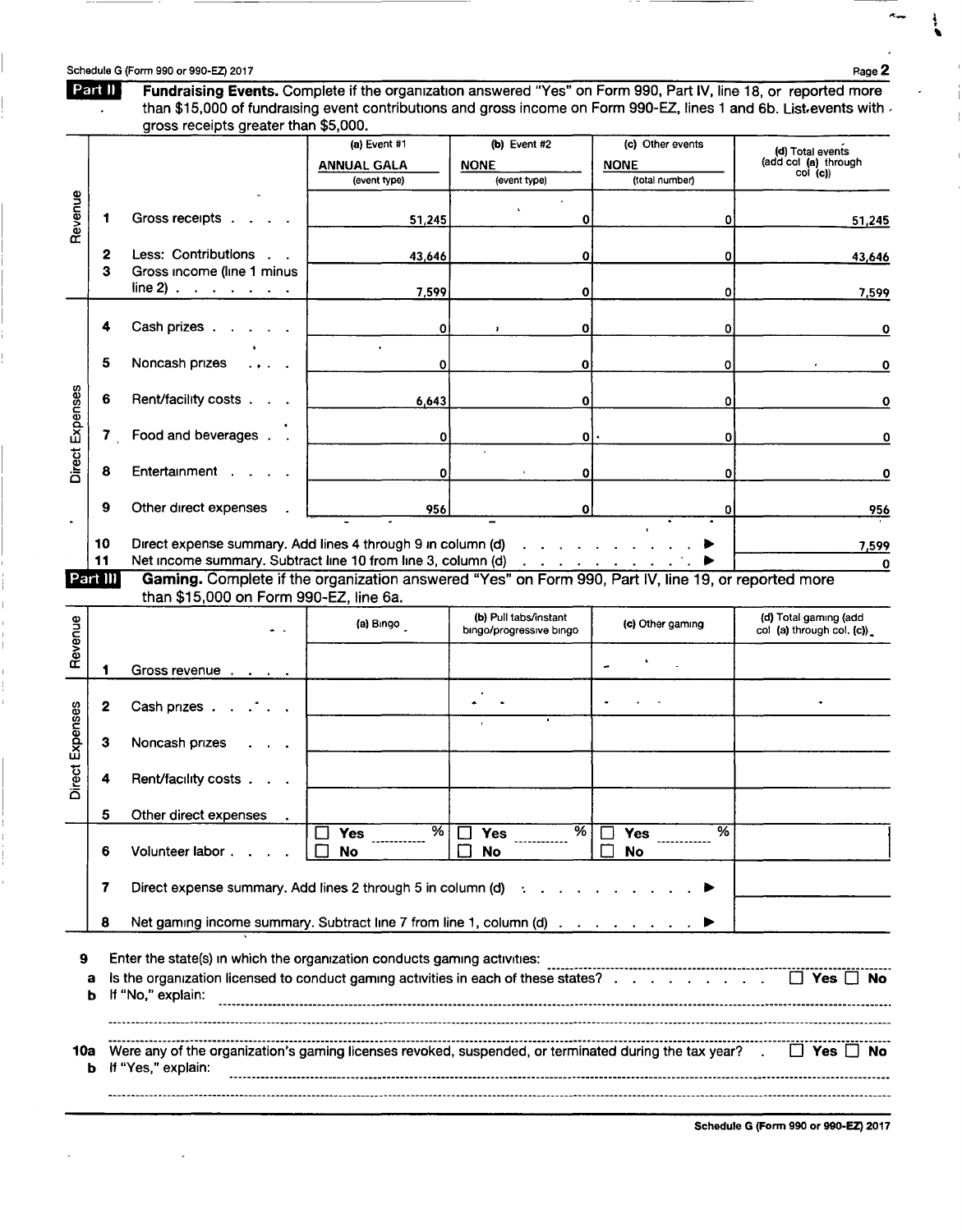Schedule G (Form 990 or 990-EZ) 2017

**Part II** **Fundraising Events.** Complete if the organization answered "Yes" on Form 990, Part IV, line 18, or reported more than $15,000 of fundraising event contributions and gross income on Form 990-EZ, lines 1 and 6b. List events with gross receipts greater than $5,000.

| | | | (a) Event #1<br>ANNUAL GALA<br>(event type) | (b) Event #2<br>NONE<br>(event type) | (c) Other events<br>NONE<br>(total number) | (d) Total events (add col (a) through col (c)) |
|---|---|---|---|---|---|---|
| Revenue | 1 | Gross receipts | 51,245 | 0 | 0 | 51,245 |
| | 2 | Less: Contributions | 43,646 | 0 | 0 | 43,646 |
| | 3 | Gross income (line 1 minus line 2) | 7,599 | 0 | 0 | 7,599 |
| Direct Expenses | 4 | Cash prizes | 0 | 0 | 0 | 0 |
| | 5 | Noncash prizes | 0 | 0 | 0 | 0 |
| | 6 | Rent/facility costs | 6,643 | 0 | 0 | 0 |
| | 7 | Food and beverages | 0 | 0 | 0 | 0 |
| | 8 | Entertainment | 0 | 0 | 0 | 0 |
| | 9 | Other direct expenses | 956 | 0 | 0 | 956 |
| | 10 | Direct expense summary. Add lines 4 through 9 in column (d) ▶ | | | | 7,599 |
| | 11 | Net income summary. Subtract line 10 from line 3, column (d) ▶ | | | | 0 |

**Part III** **Gaming.** Complete if the organization answered "Yes" on Form 990, Part IV, line 19, or reported more than $15,000 on Form 990-EZ, line 6a.

| | | | (a) Bingo | (b) Pull tabs/instant bingo/progressive bingo | (c) Other gaming | (d) Total gaming (add col (a) through col. (c)) |
|---|---|---|---|---|---|---|
| Revenue | 1 | Gross revenue | | | | |
| Direct Expenses | 2 | Cash prizes | | | | |
| | 3 | Noncash prizes | | | | |
| | 4 | Rent/facility costs | | | | |
| | 5 | Other direct expenses | | | | |
| | 6 | Volunteer labor | ☐ Yes ____ %<br>☐ No | ☐ Yes ____ %<br>☐ No | ☐ Yes ____ %<br>☐ No | |
| | 7 | Direct expense summary. Add lines 2 through 5 in column (d) ▶ | | | | |
| | 8 | Net gaming income summary. Subtract line 7 from line 1, column (d) ▶ | | | | |

9 Enter the state(s) in which the organization conducts gaming activities: ____________________

a Is the organization licensed to conduct gaming activities in each of these states? ☐ Yes ☐ No

b If "No," explain: ____________________

10a Were any of the organization's gaming licenses revoked, suspended, or terminated during the tax year? ☐ Yes ☐ No

b If "Yes," explain: ____________________

Schedule G (Form 990 or 990-EZ) 2017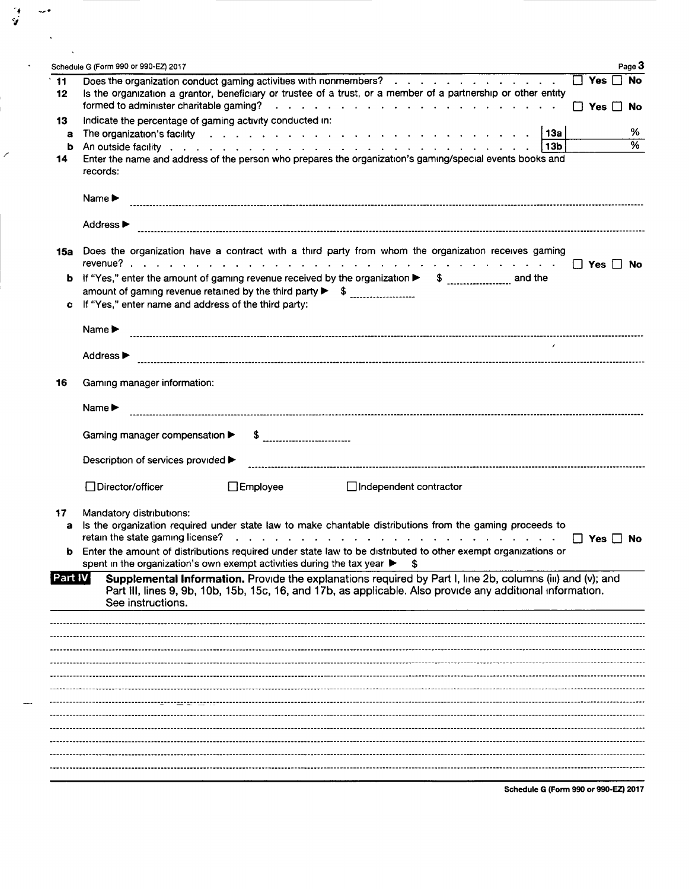11 Does the organization conduct gaming activities with nonmembers? ☐ Yes ☐ No

12 Is the organization a grantor, beneficiary or trustee of a trust, or a member of a partnership or other entity formed to administer charitable gaming? ☐ Yes ☐ No

13 Indicate the percentage of gaming activity conducted in:

a The organization's facility | 13a | %

b An outside facility | 13b | %

14 Enter the name and address of the person who prepares the organization's gaming/special events books and records:

Name ▶

Address ▶

15a Does the organization have a contract with a third party from whom the organization receives gaming revenue? ☐ Yes ☐ No

b If "Yes," enter the amount of gaming revenue received by the organization ▶ $ __________ and the amount of gaming revenue retained by the third party ▶ $ __________

c If "Yes," enter name and address of the third party:

Name ▶

Address ▶

16 Gaming manager information:

Name ▶

Gaming manager compensation ▶ $ __________

Description of services provided ▶

☐ Director/officer ☐ Employee ☐ Independent contractor

17 Mandatory distributions:

a Is the organization required under state law to make charitable distributions from the gaming proceeds to retain the state gaming license? ☐ Yes ☐ No

b Enter the amount of distributions required under state law to be distributed to other exempt organizations or spent in the organization's own exempt activities during the tax year ▶ $

## Part IV Supplemental Information.

**Provide the explanations required by Part I, line 2b, columns (iii) and (v); and Part III, lines 9, 9b, 10b, 15b, 15c, 16, and 17b, as applicable. Also provide any additional information. See instructions.**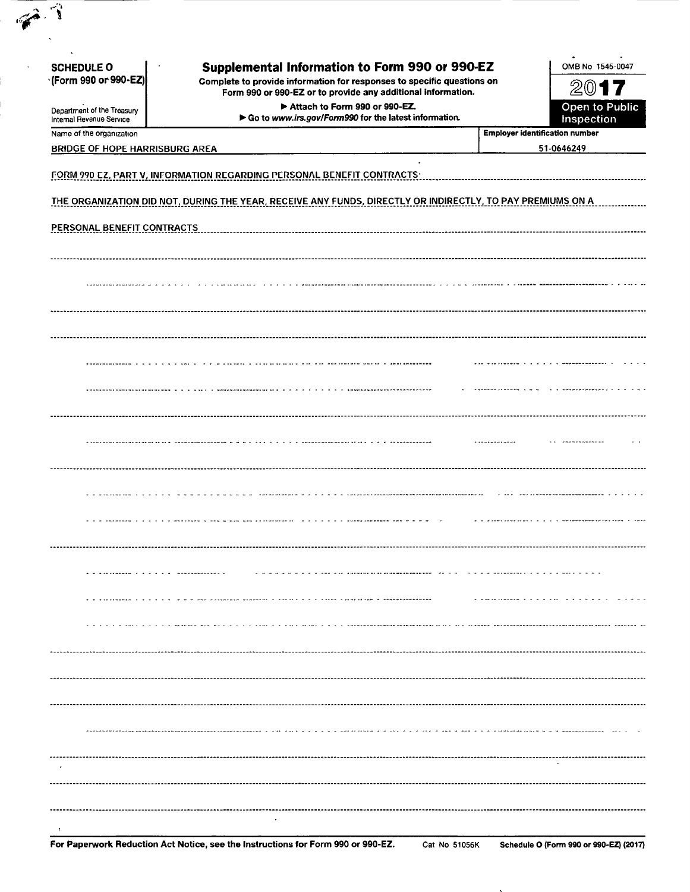**SCHEDULE O (Form 990 or 990-EZ)**

Department of the Treasury
Internal Revenue Service

# Supplemental Information to Form 990 or 990-EZ

Complete to provide information for responses to specific questions on Form 990 or 990-EZ or to provide any additional information.

▶ Attach to Form 990 or 990-EZ.

▶ Go to *www.irs.gov/Form990* for the latest information.

OMB No 1545-0047

**2017**

**Open to Public Inspection**

| Name of the organization | Employer identification number |
|---|---|
| BRIDGE OF HOPE HARRISBURG AREA | 51-0646249 |

FORM 990 EZ, PART V, INFORMATION REGARDING PERSONAL BENEFIT CONTRACTS:

THE ORGANIZATION DID NOT, DURING THE YEAR, RECEIVE ANY FUNDS, DIRECTLY OR INDIRECTLY, TO PAY PREMIUMS ON A PERSONAL BENEFIT CONTRACTS

**For Paperwork Reduction Act Notice, see the Instructions for Form 990 or 990-EZ.** Cat No 51056K **Schedule O (Form 990 or 990-EZ) (2017)**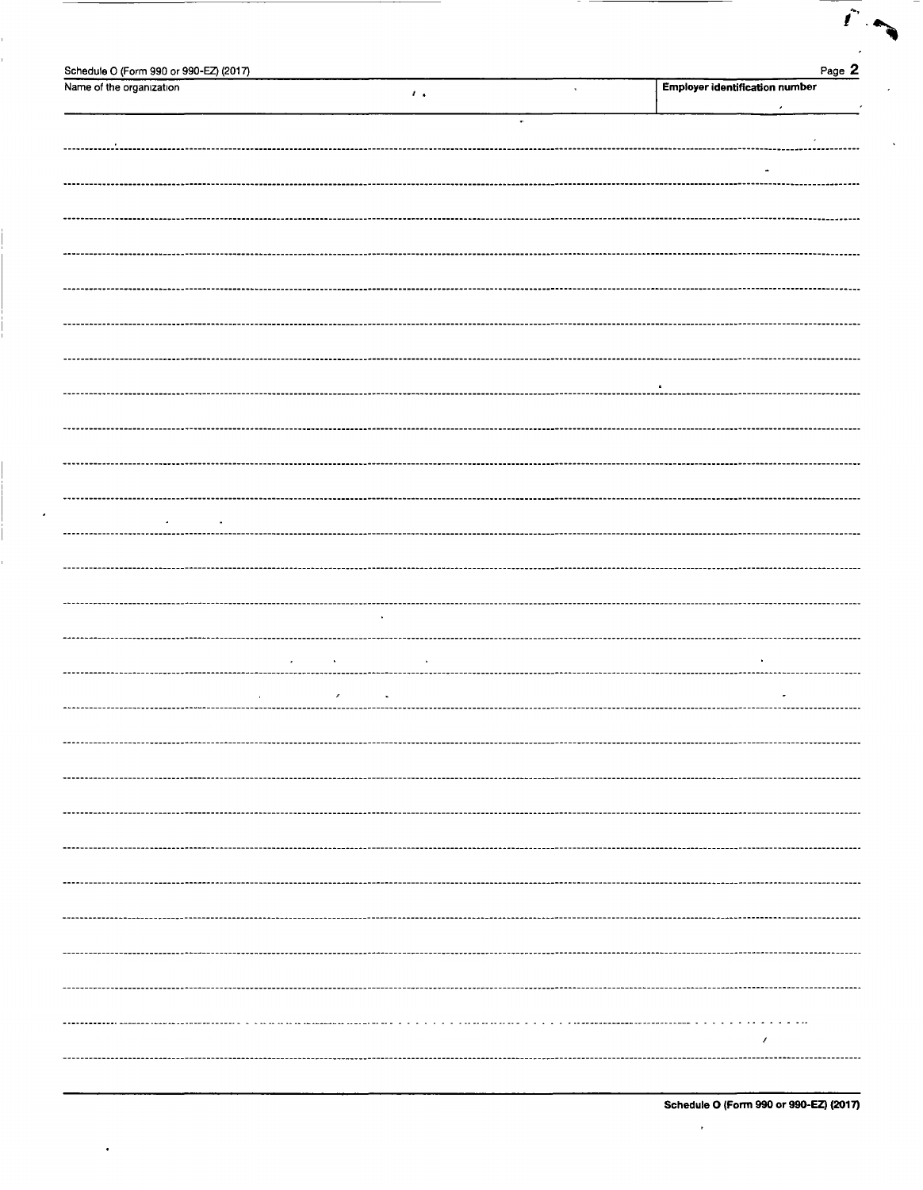Schedule O (Form 990 or 990-EZ) (2017)

| Name of the organization | Employer identification number |
| --- | --- |
| | |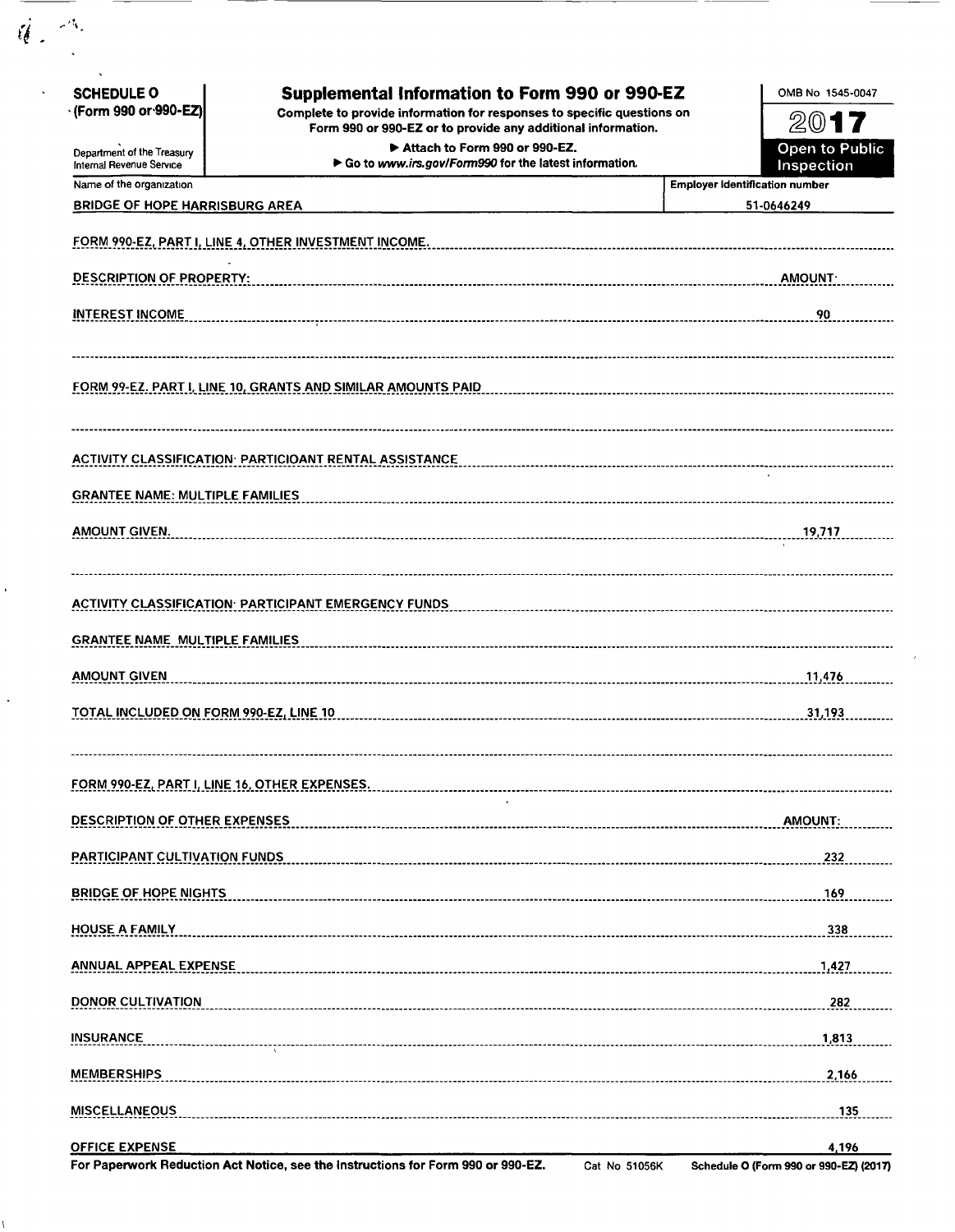**SCHEDULE O (Form 990 or 990-EZ)**

Department of the Treasury
Internal Revenue Service

# Supplemental Information to Form 990 or 990-EZ

Complete to provide information for responses to specific questions on Form 990 or 990-EZ or to provide any additional information.

▶ Attach to Form 990 or 990-EZ.
▶ Go to www.irs.gov/Form990 for the latest information.

OMB No 1545-0047

2017

Open to Public Inspection

| Name of the organization | Employer identification number |
|---|---|
| BRIDGE OF HOPE HARRISBURG AREA | 51-0646249 |

FORM 990-EZ, PART I, LINE 4, OTHER INVESTMENT INCOME.

| DESCRIPTION OF PROPERTY: | AMOUNT: |
|---|---|
| INTEREST INCOME | 90 |

FORM 99-EZ. PART I, LINE 10, GRANTS AND SIMILAR AMOUNTS PAID

ACTIVITY CLASSIFICATION: PARTICIOANT RENTAL ASSISTANCE

GRANTEE NAME: MULTIPLE FAMILIES

AMOUNT GIVEN. 19,717

ACTIVITY CLASSIFICATION: PARTICIPANT EMERGENCY FUNDS

GRANTEE NAME MULTIPLE FAMILIES

AMOUNT GIVEN 11,476

TOTAL INCLUDED ON FORM 990-EZ, LINE 10 31,193

FORM 990-EZ, PART I, LINE 16, OTHER EXPENSES.

| DESCRIPTION OF OTHER EXPENSES | AMOUNT: |
|---|---|
| PARTICIPANT CULTIVATION FUNDS | 232 |
| BRIDGE OF HOPE NIGHTS | 169 |
| HOUSE A FAMILY | 338 |
| ANNUAL APPEAL EXPENSE | 1,427 |
| DONOR CULTIVATION | 282 |
| INSURANCE | 1,813 |
| MEMBERSHIPS | 2,166 |
| MISCELLANEOUS | 135 |
| OFFICE EXPENSE | 4,196 |

For Paperwork Reduction Act Notice, see the Instructions for Form 990 or 990-EZ. Cat No 51056K Schedule O (Form 990 or 990-EZ) (2017)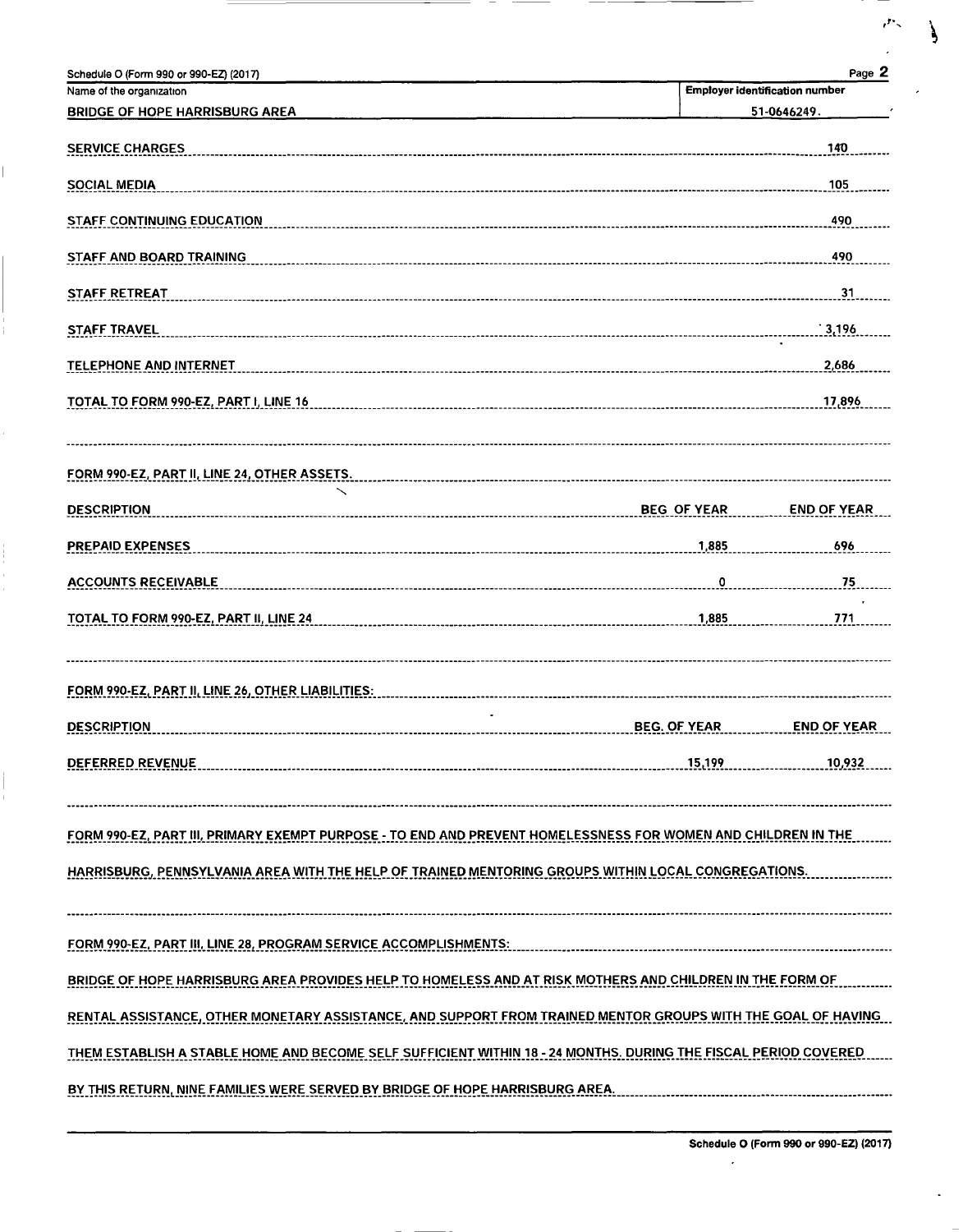Schedule O (Form 990 or 990-EZ) (2017)

| Name of the organization | Employer identification number |
| --- | --- |
| BRIDGE OF HOPE HARRISBURG AREA | 51-0646249. |

| | |
| --- | --- |
| SERVICE CHARGES | 140 |
| SOCIAL MEDIA | 105 |
| STAFF CONTINUING EDUCATION | 490 |
| STAFF AND BOARD TRAINING | 490 |
| STAFF RETREAT | 31 |
| STAFF TRAVEL | 3,196 |
| TELEPHONE AND INTERNET | 2,686 |
| TOTAL TO FORM 990-EZ, PART I, LINE 16 | 17,896 |

FORM 990-EZ, PART II, LINE 24, OTHER ASSETS.

| DESCRIPTION | BEG OF YEAR | END OF YEAR |
| --- | --- | --- |
| PREPAID EXPENSES | 1,885 | 696 |
| ACCOUNTS RECEIVABLE | 0 | 75 |
| TOTAL TO FORM 990-EZ, PART II, LINE 24 | 1,885 | 771 |

FORM 990-EZ, PART II, LINE 26, OTHER LIABILITIES:

| DESCRIPTION | BEG. OF YEAR | END OF YEAR |
| --- | --- | --- |
| DEFERRED REVENUE | 15,199 | 10,932 |

FORM 990-EZ, PART III, PRIMARY EXEMPT PURPOSE - TO END AND PREVENT HOMELESSNESS FOR WOMEN AND CHILDREN IN THE HARRISBURG, PENNSYLVANIA AREA WITH THE HELP OF TRAINED MENTORING GROUPS WITHIN LOCAL CONGREGATIONS.

FORM 990-EZ, PART III, LINE 28, PROGRAM SERVICE ACCOMPLISHMENTS:

BRIDGE OF HOPE HARRISBURG AREA PROVIDES HELP TO HOMELESS AND AT RISK MOTHERS AND CHILDREN IN THE FORM OF RENTAL ASSISTANCE, OTHER MONETARY ASSISTANCE, AND SUPPORT FROM TRAINED MENTOR GROUPS WITH THE GOAL OF HAVING THEM ESTABLISH A STABLE HOME AND BECOME SELF SUFFICIENT WITHIN 18 - 24 MONTHS. DURING THE FISCAL PERIOD COVERED BY THIS RETURN, NINE FAMILIES WERE SERVED BY BRIDGE OF HOPE HARRISBURG AREA.

Schedule O (Form 990 or 990-EZ) (2017)